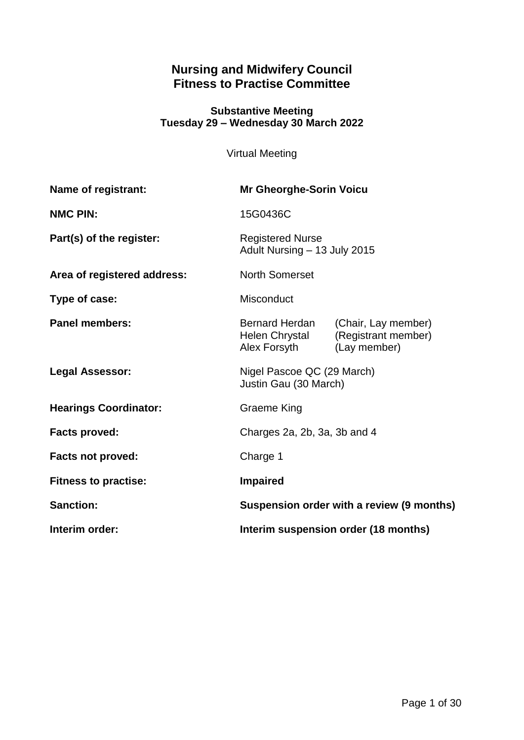# Nursing and Midwifery Council
# Fitness to Practise Committee

**Substantive Meeting**
**Tuesday 29 – Wednesday 30 March 2022**

Virtual Meeting

| | |
|---|---|
| **Name of registrant:** | **Mr Gheorghe-Sorin Voicu** |
| **NMC PIN:** | 15G0436C |
| **Part(s) of the register:** | Registered Nurse<br>Adult Nursing – 13 July 2015 |
| **Area of registered address:** | North Somerset |
| **Type of case:** | Misconduct |
| **Panel members:** | Bernard Herdan (Chair, Lay member)<br>Helen Chrystal (Registrant member)<br>Alex Forsyth (Lay member) |
| **Legal Assessor:** | Nigel Pascoe QC (29 March)<br>Justin Gau (30 March) |
| **Hearings Coordinator:** | Graeme King |
| **Facts proved:** | Charges 2a, 2b, 3a, 3b and 4 |
| **Facts not proved:** | Charge 1 |
| **Fitness to practise:** | **Impaired** |
| **Sanction:** | **Suspension order with a review (9 months)** |
| **Interim order:** | **Interim suspension order (18 months)** |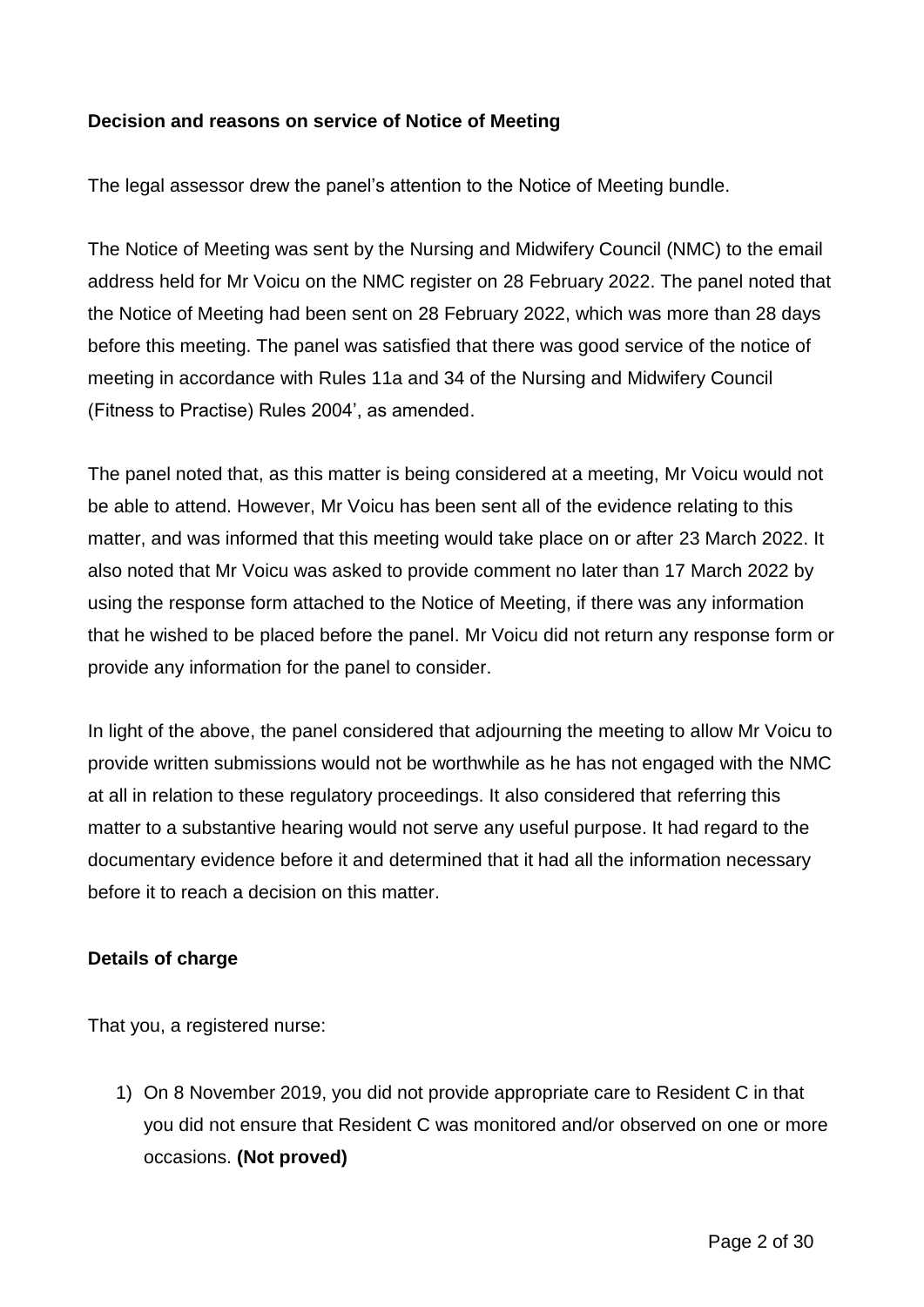**Decision and reasons on service of Notice of Meeting**

The legal assessor drew the panel's attention to the Notice of Meeting bundle.

The Notice of Meeting was sent by the Nursing and Midwifery Council (NMC) to the email address held for Mr Voicu on the NMC register on 28 February 2022. The panel noted that the Notice of Meeting had been sent on 28 February 2022, which was more than 28 days before this meeting. The panel was satisfied that there was good service of the notice of meeting in accordance with Rules 11a and 34 of the Nursing and Midwifery Council (Fitness to Practise) Rules 2004', as amended.

The panel noted that, as this matter is being considered at a meeting, Mr Voicu would not be able to attend. However, Mr Voicu has been sent all of the evidence relating to this matter, and was informed that this meeting would take place on or after 23 March 2022. It also noted that Mr Voicu was asked to provide comment no later than 17 March 2022 by using the response form attached to the Notice of Meeting, if there was any information that he wished to be placed before the panel. Mr Voicu did not return any response form or provide any information for the panel to consider.

In light of the above, the panel considered that adjourning the meeting to allow Mr Voicu to provide written submissions would not be worthwhile as he has not engaged with the NMC at all in relation to these regulatory proceedings. It also considered that referring this matter to a substantive hearing would not serve any useful purpose. It had regard to the documentary evidence before it and determined that it had all the information necessary before it to reach a decision on this matter.

**Details of charge**

That you, a registered nurse:

1) On 8 November 2019, you did not provide appropriate care to Resident C in that you did not ensure that Resident C was monitored and/or observed on one or more occasions. **(Not proved)**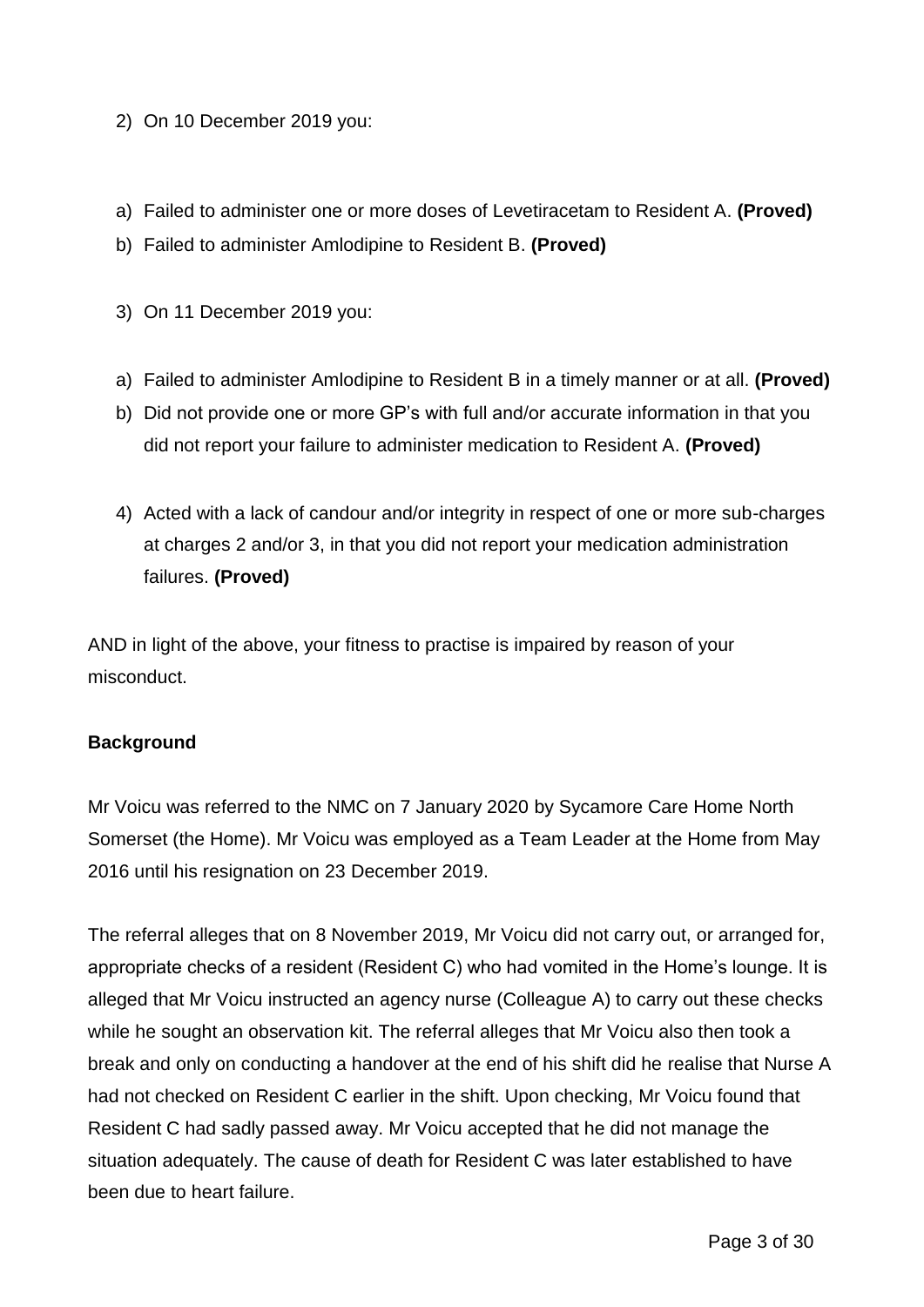2) On 10 December 2019 you:

a) Failed to administer one or more doses of Levetiracetam to Resident A. **(Proved)**
b) Failed to administer Amlodipine to Resident B. **(Proved)**

3) On 11 December 2019 you:

a) Failed to administer Amlodipine to Resident B in a timely manner or at all. **(Proved)**
b) Did not provide one or more GP's with full and/or accurate information in that you did not report your failure to administer medication to Resident A. **(Proved)**

4) Acted with a lack of candour and/or integrity in respect of one or more sub-charges at charges 2 and/or 3, in that you did not report your medication administration failures. **(Proved)**

AND in light of the above, your fitness to practise is impaired by reason of your misconduct.

**Background**

Mr Voicu was referred to the NMC on 7 January 2020 by Sycamore Care Home North Somerset (the Home). Mr Voicu was employed as a Team Leader at the Home from May 2016 until his resignation on 23 December 2019.

The referral alleges that on 8 November 2019, Mr Voicu did not carry out, or arranged for, appropriate checks of a resident (Resident C) who had vomited in the Home's lounge. It is alleged that Mr Voicu instructed an agency nurse (Colleague A) to carry out these checks while he sought an observation kit. The referral alleges that Mr Voicu also then took a break and only on conducting a handover at the end of his shift did he realise that Nurse A had not checked on Resident C earlier in the shift. Upon checking, Mr Voicu found that Resident C had sadly passed away. Mr Voicu accepted that he did not manage the situation adequately. The cause of death for Resident C was later established to have been due to heart failure.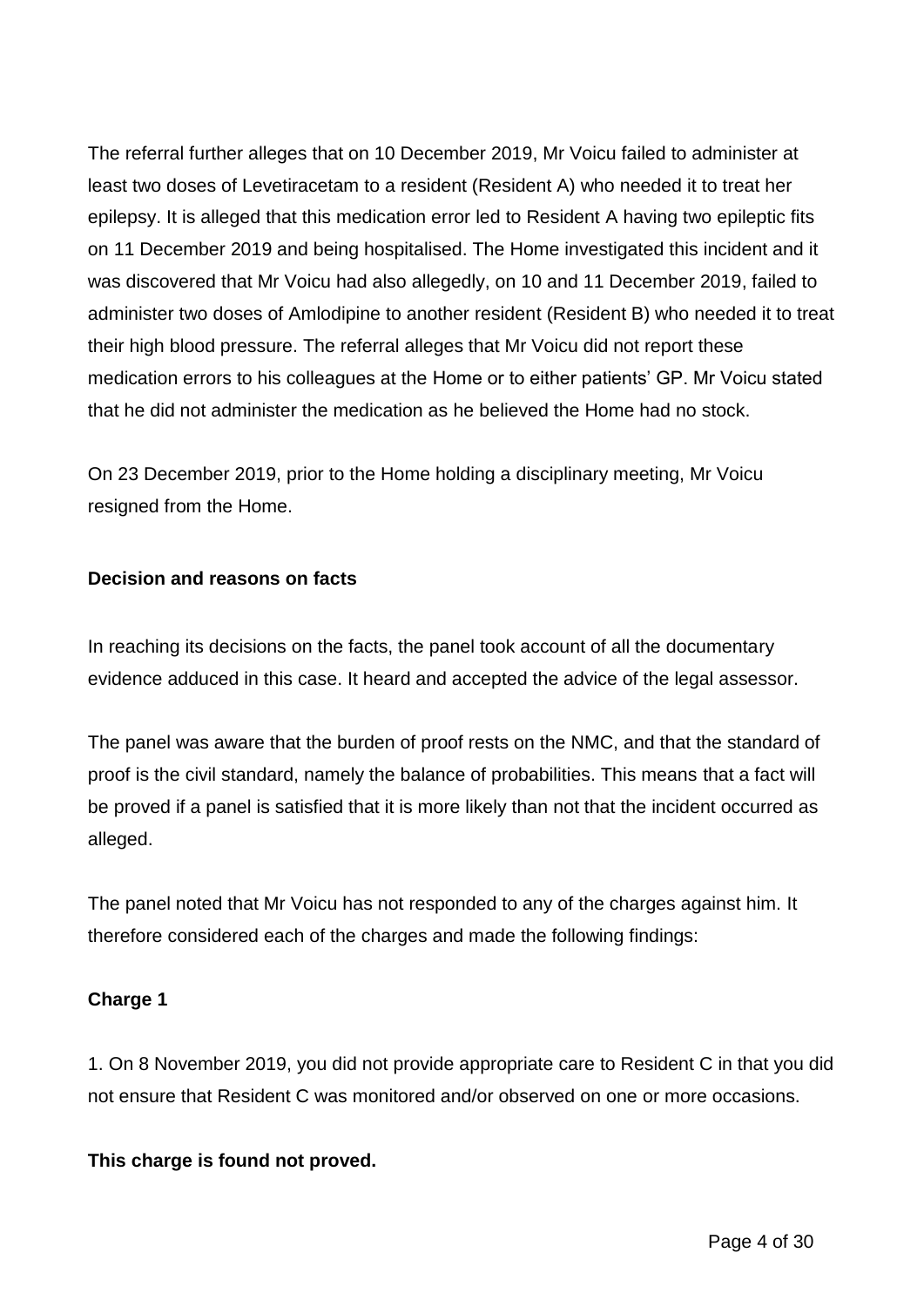The referral further alleges that on 10 December 2019, Mr Voicu failed to administer at least two doses of Levetiracetam to a resident (Resident A) who needed it to treat her epilepsy. It is alleged that this medication error led to Resident A having two epileptic fits on 11 December 2019 and being hospitalised. The Home investigated this incident and it was discovered that Mr Voicu had also allegedly, on 10 and 11 December 2019, failed to administer two doses of Amlodipine to another resident (Resident B) who needed it to treat their high blood pressure. The referral alleges that Mr Voicu did not report these medication errors to his colleagues at the Home or to either patients' GP. Mr Voicu stated that he did not administer the medication as he believed the Home had no stock.

On 23 December 2019, prior to the Home holding a disciplinary meeting, Mr Voicu resigned from the Home.

**Decision and reasons on facts**

In reaching its decisions on the facts, the panel took account of all the documentary evidence adduced in this case. It heard and accepted the advice of the legal assessor.

The panel was aware that the burden of proof rests on the NMC, and that the standard of proof is the civil standard, namely the balance of probabilities. This means that a fact will be proved if a panel is satisfied that it is more likely than not that the incident occurred as alleged.

The panel noted that Mr Voicu has not responded to any of the charges against him. It therefore considered each of the charges and made the following findings:

**Charge 1**

1. On 8 November 2019, you did not provide appropriate care to Resident C in that you did not ensure that Resident C was monitored and/or observed on one or more occasions.

**This charge is found not proved.**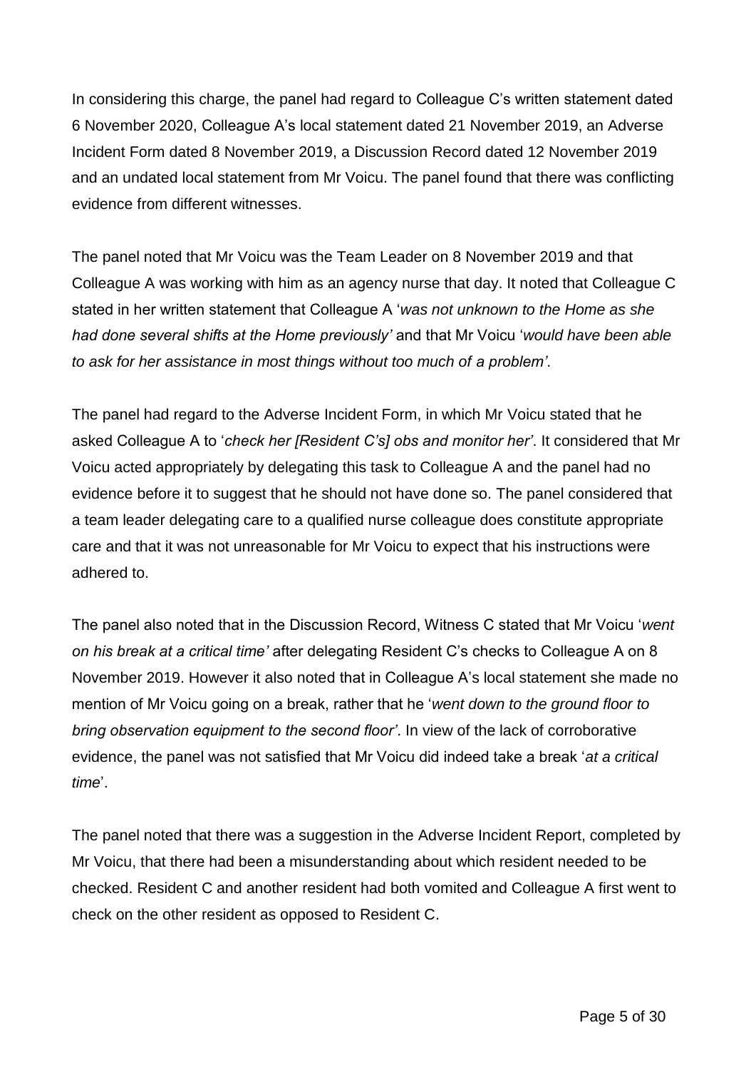In considering this charge, the panel had regard to Colleague C's written statement dated 6 November 2020, Colleague A's local statement dated 21 November 2019, an Adverse Incident Form dated 8 November 2019, a Discussion Record dated 12 November 2019 and an undated local statement from Mr Voicu. The panel found that there was conflicting evidence from different witnesses.

The panel noted that Mr Voicu was the Team Leader on 8 November 2019 and that Colleague A was working with him as an agency nurse that day. It noted that Colleague C stated in her written statement that Colleague A '*was not unknown to the Home as she had done several shifts at the Home previously'* and that Mr Voicu '*would have been able to ask for her assistance in most things without too much of a problem'*.

The panel had regard to the Adverse Incident Form, in which Mr Voicu stated that he asked Colleague A to '*check her [Resident C's] obs and monitor her'*. It considered that Mr Voicu acted appropriately by delegating this task to Colleague A and the panel had no evidence before it to suggest that he should not have done so. The panel considered that a team leader delegating care to a qualified nurse colleague does constitute appropriate care and that it was not unreasonable for Mr Voicu to expect that his instructions were adhered to.

The panel also noted that in the Discussion Record, Witness C stated that Mr Voicu '*went on his break at a critical time'* after delegating Resident C's checks to Colleague A on 8 November 2019. However it also noted that in Colleague A's local statement she made no mention of Mr Voicu going on a break, rather that he '*went down to the ground floor to bring observation equipment to the second floor'*. In view of the lack of corroborative evidence, the panel was not satisfied that Mr Voicu did indeed take a break '*at a critical time*'.

The panel noted that there was a suggestion in the Adverse Incident Report, completed by Mr Voicu, that there had been a misunderstanding about which resident needed to be checked. Resident C and another resident had both vomited and Colleague A first went to check on the other resident as opposed to Resident C.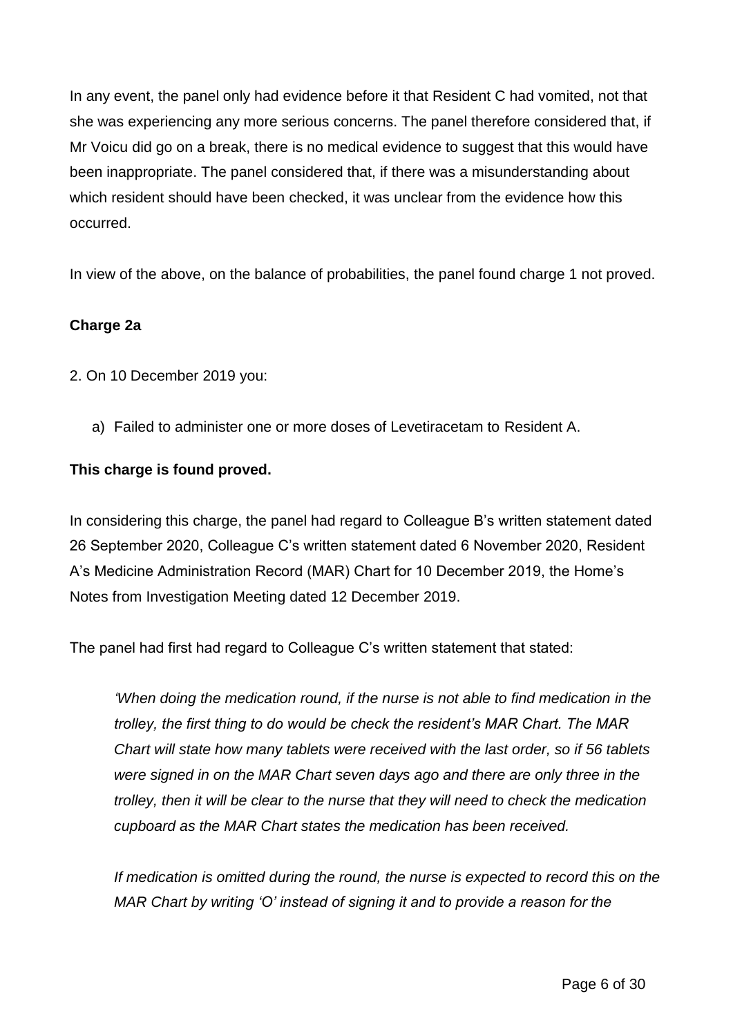In any event, the panel only had evidence before it that Resident C had vomited, not that she was experiencing any more serious concerns. The panel therefore considered that, if Mr Voicu did go on a break, there is no medical evidence to suggest that this would have been inappropriate. The panel considered that, if there was a misunderstanding about which resident should have been checked, it was unclear from the evidence how this occurred.

In view of the above, on the balance of probabilities, the panel found charge 1 not proved.

**Charge 2a**

2. On 10 December 2019 you:

a) Failed to administer one or more doses of Levetiracetam to Resident A.

**This charge is found proved.**

In considering this charge, the panel had regard to Colleague B's written statement dated 26 September 2020, Colleague C's written statement dated 6 November 2020, Resident A's Medicine Administration Record (MAR) Chart for 10 December 2019, the Home's Notes from Investigation Meeting dated 12 December 2019.

The panel had first had regard to Colleague C's written statement that stated:

> *'When doing the medication round, if the nurse is not able to find medication in the trolley, the first thing to do would be check the resident's MAR Chart. The MAR Chart will state how many tablets were received with the last order, so if 56 tablets were signed in on the MAR Chart seven days ago and there are only three in the trolley, then it will be clear to the nurse that they will need to check the medication cupboard as the MAR Chart states the medication has been received.*
>
> *If medication is omitted during the round, the nurse is expected to record this on the MAR Chart by writing 'O' instead of signing it and to provide a reason for the*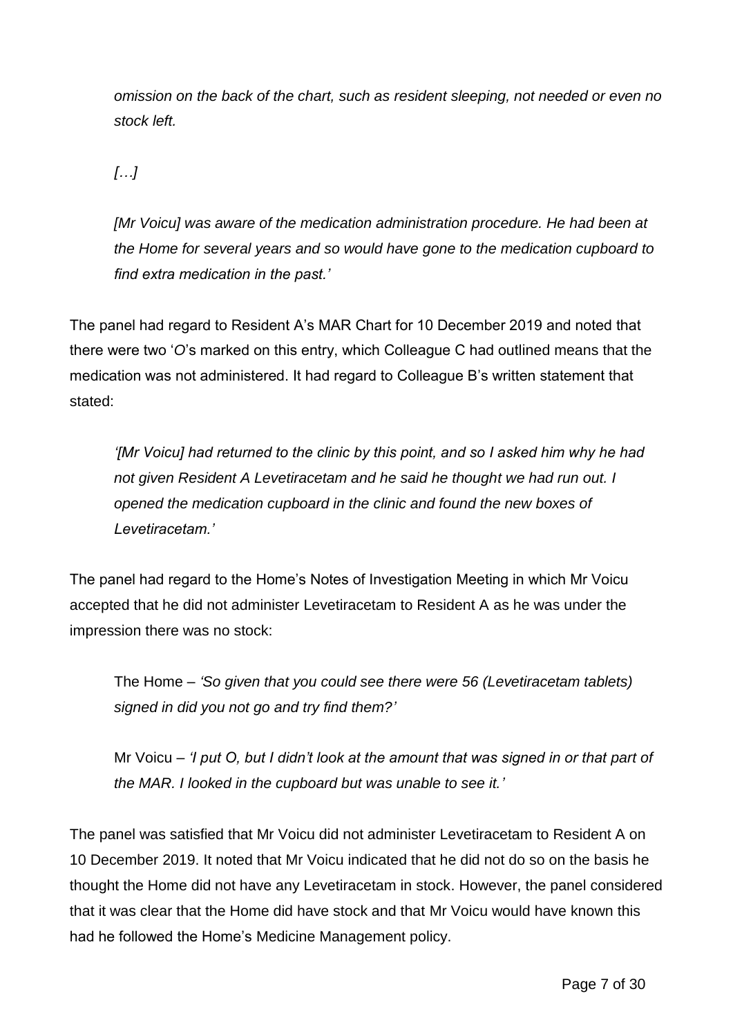> *omission on the back of the chart, such as resident sleeping, not needed or even no stock left.*
>
> *[…]*
>
> *[Mr Voicu] was aware of the medication administration procedure. He had been at the Home for several years and so would have gone to the medication cupboard to find extra medication in the past.'*

The panel had regard to Resident A's MAR Chart for 10 December 2019 and noted that there were two '*O*'s marked on this entry, which Colleague C had outlined means that the medication was not administered. It had regard to Colleague B's written statement that stated:

> *'[Mr Voicu] had returned to the clinic by this point, and so I asked him why he had not given Resident A Levetiracetam and he said he thought we had run out. I opened the medication cupboard in the clinic and found the new boxes of Levetiracetam.'*

The panel had regard to the Home's Notes of Investigation Meeting in which Mr Voicu accepted that he did not administer Levetiracetam to Resident A as he was under the impression there was no stock:

> The Home – *'So given that you could see there were 56 (Levetiracetam tablets) signed in did you not go and try find them?'*
>
> Mr Voicu – *'I put O, but I didn't look at the amount that was signed in or that part of the MAR. I looked in the cupboard but was unable to see it.'*

The panel was satisfied that Mr Voicu did not administer Levetiracetam to Resident A on 10 December 2019. It noted that Mr Voicu indicated that he did not do so on the basis he thought the Home did not have any Levetiracetam in stock. However, the panel considered that it was clear that the Home did have stock and that Mr Voicu would have known this had he followed the Home's Medicine Management policy.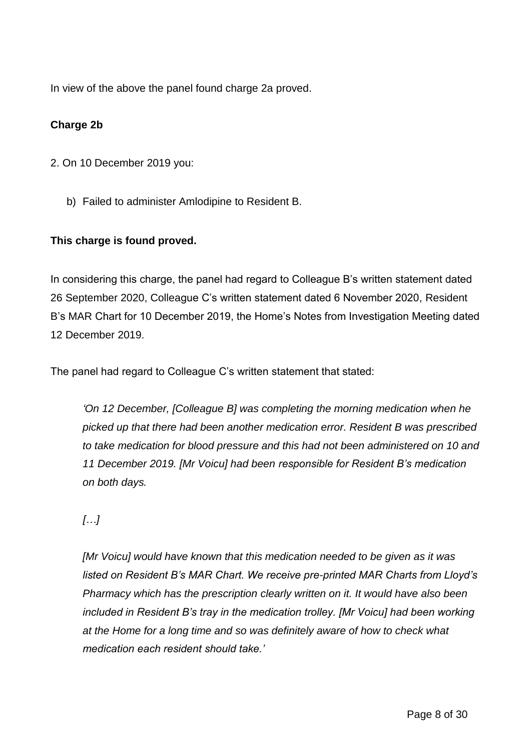In view of the above the panel found charge 2a proved.

**Charge 2b**

2. On 10 December 2019 you:

  b) Failed to administer Amlodipine to Resident B.

**This charge is found proved.**

In considering this charge, the panel had regard to Colleague B's written statement dated 26 September 2020, Colleague C's written statement dated 6 November 2020, Resident B's MAR Chart for 10 December 2019, the Home's Notes from Investigation Meeting dated 12 December 2019.

The panel had regard to Colleague C's written statement that stated:

> *'On 12 December, [Colleague B] was completing the morning medication when he picked up that there had been another medication error. Resident B was prescribed to take medication for blood pressure and this had not been administered on 10 and 11 December 2019. [Mr Voicu] had been responsible for Resident B's medication on both days.*
>
> *[…]*
>
> *[Mr Voicu] would have known that this medication needed to be given as it was listed on Resident B's MAR Chart. We receive pre-printed MAR Charts from Lloyd's Pharmacy which has the prescription clearly written on it. It would have also been included in Resident B's tray in the medication trolley. [Mr Voicu] had been working at the Home for a long time and so was definitely aware of how to check what medication each resident should take.'*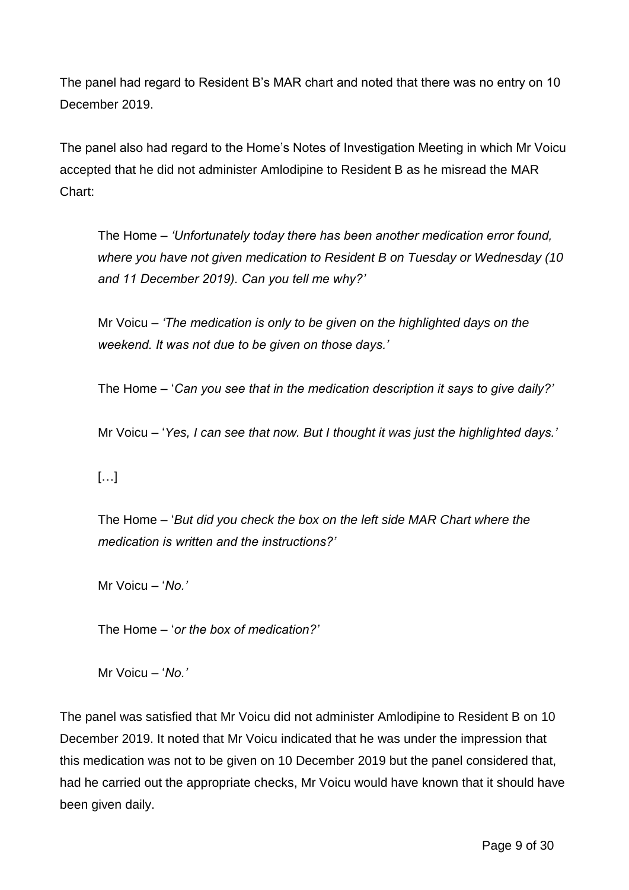The panel had regard to Resident B's MAR chart and noted that there was no entry on 10 December 2019.

The panel also had regard to the Home's Notes of Investigation Meeting in which Mr Voicu accepted that he did not administer Amlodipine to Resident B as he misread the MAR Chart:

> The Home – *'Unfortunately today there has been another medication error found, where you have not given medication to Resident B on Tuesday or Wednesday (10 and 11 December 2019). Can you tell me why?'*
>
> Mr Voicu – *'The medication is only to be given on the highlighted days on the weekend. It was not due to be given on those days.'*
>
> The Home – '*Can you see that in the medication description it says to give daily?'*
>
> Mr Voicu – '*Yes, I can see that now. But I thought it was just the highlighted days.'*
>
> […]
>
> The Home – '*But did you check the box on the left side MAR Chart where the medication is written and the instructions?'*
>
> Mr Voicu – '*No.'*
>
> The Home – '*or the box of medication?'*
>
> Mr Voicu – '*No.'*

The panel was satisfied that Mr Voicu did not administer Amlodipine to Resident B on 10 December 2019. It noted that Mr Voicu indicated that he was under the impression that this medication was not to be given on 10 December 2019 but the panel considered that, had he carried out the appropriate checks, Mr Voicu would have known that it should have been given daily.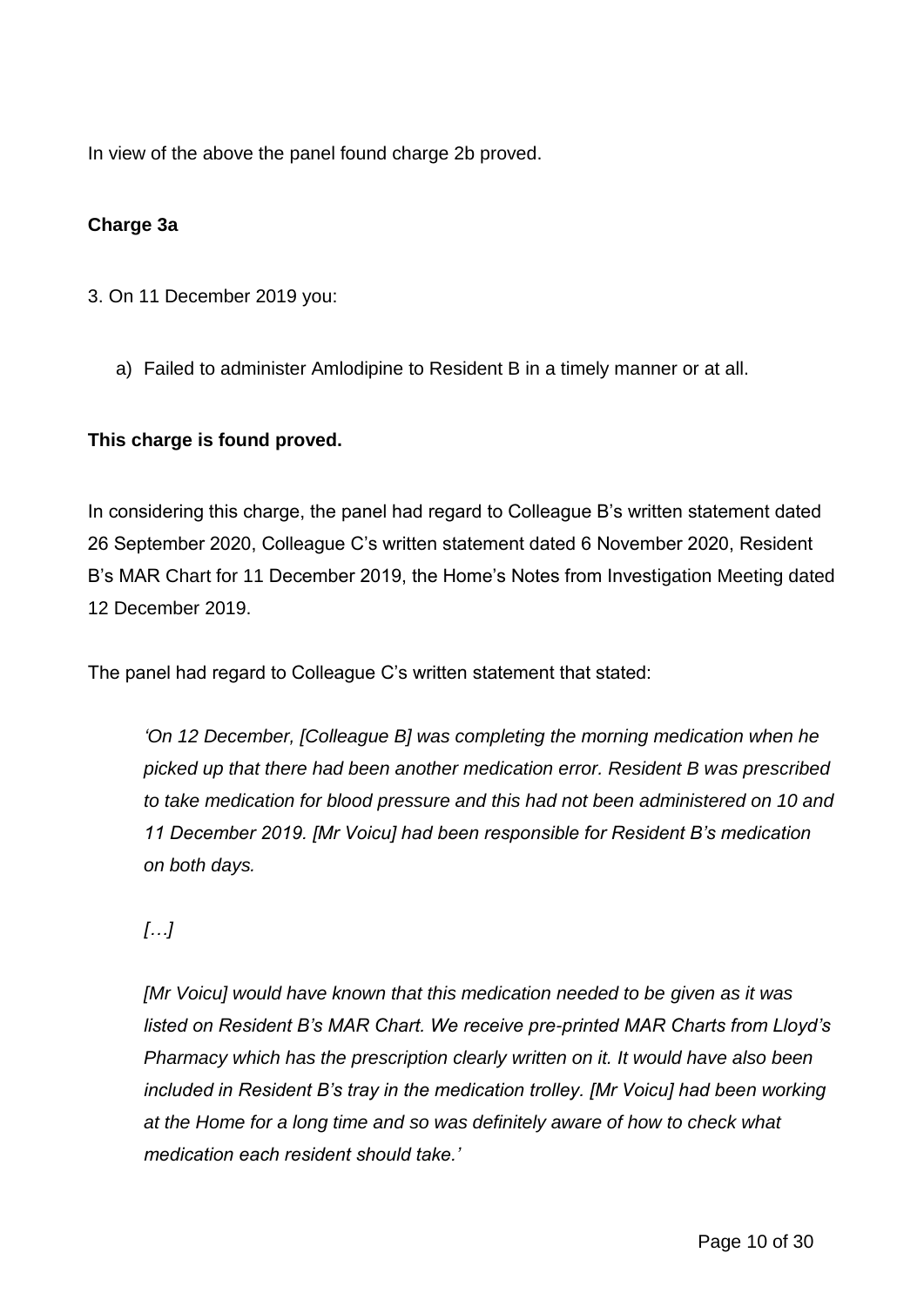In view of the above the panel found charge 2b proved.

**Charge 3a**

3. On 11 December 2019 you:

   a) Failed to administer Amlodipine to Resident B in a timely manner or at all.

**This charge is found proved.**

In considering this charge, the panel had regard to Colleague B's written statement dated 26 September 2020, Colleague C's written statement dated 6 November 2020, Resident B's MAR Chart for 11 December 2019, the Home's Notes from Investigation Meeting dated 12 December 2019.

The panel had regard to Colleague C's written statement that stated:

> *'On 12 December, [Colleague B] was completing the morning medication when he picked up that there had been another medication error. Resident B was prescribed to take medication for blood pressure and this had not been administered on 10 and 11 December 2019. [Mr Voicu] had been responsible for Resident B's medication on both days.*
>
> *[…]*
>
> *[Mr Voicu] would have known that this medication needed to be given as it was listed on Resident B's MAR Chart. We receive pre-printed MAR Charts from Lloyd's Pharmacy which has the prescription clearly written on it. It would have also been included in Resident B's tray in the medication trolley. [Mr Voicu] had been working at the Home for a long time and so was definitely aware of how to check what medication each resident should take.'*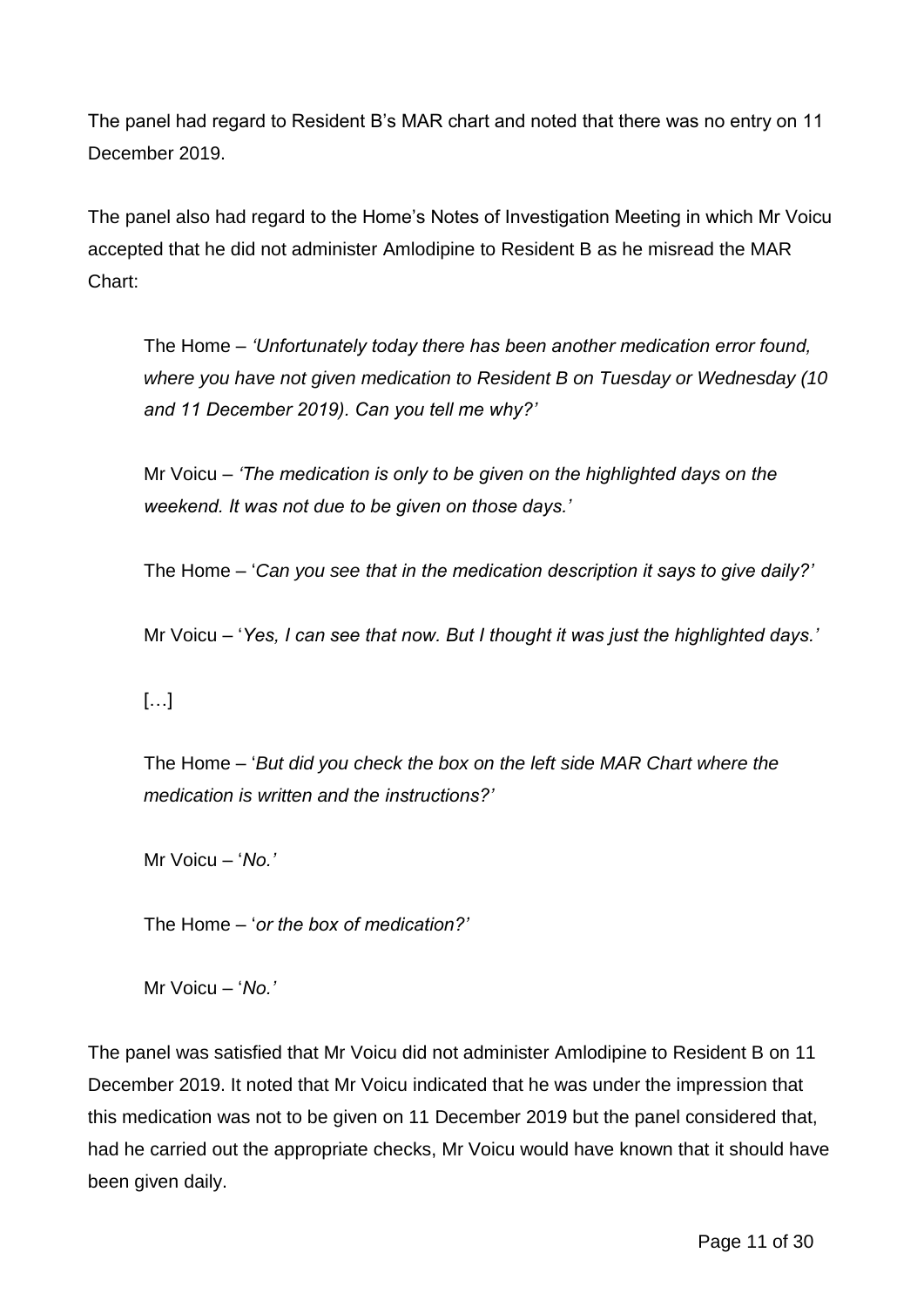The panel had regard to Resident B's MAR chart and noted that there was no entry on 11 December 2019.

The panel also had regard to the Home's Notes of Investigation Meeting in which Mr Voicu accepted that he did not administer Amlodipine to Resident B as he misread the MAR Chart:

> The Home – *'Unfortunately today there has been another medication error found, where you have not given medication to Resident B on Tuesday or Wednesday (10 and 11 December 2019). Can you tell me why?'*
>
> Mr Voicu – *'The medication is only to be given on the highlighted days on the weekend. It was not due to be given on those days.'*
>
> The Home – '*Can you see that in the medication description it says to give daily?'*
>
> Mr Voicu – '*Yes, I can see that now. But I thought it was just the highlighted days.'*
>
> […]
>
> The Home – '*But did you check the box on the left side MAR Chart where the medication is written and the instructions?'*
>
> Mr Voicu – '*No.'*
>
> The Home – '*or the box of medication?'*
>
> Mr Voicu – '*No.'*

The panel was satisfied that Mr Voicu did not administer Amlodipine to Resident B on 11 December 2019. It noted that Mr Voicu indicated that he was under the impression that this medication was not to be given on 11 December 2019 but the panel considered that, had he carried out the appropriate checks, Mr Voicu would have known that it should have been given daily.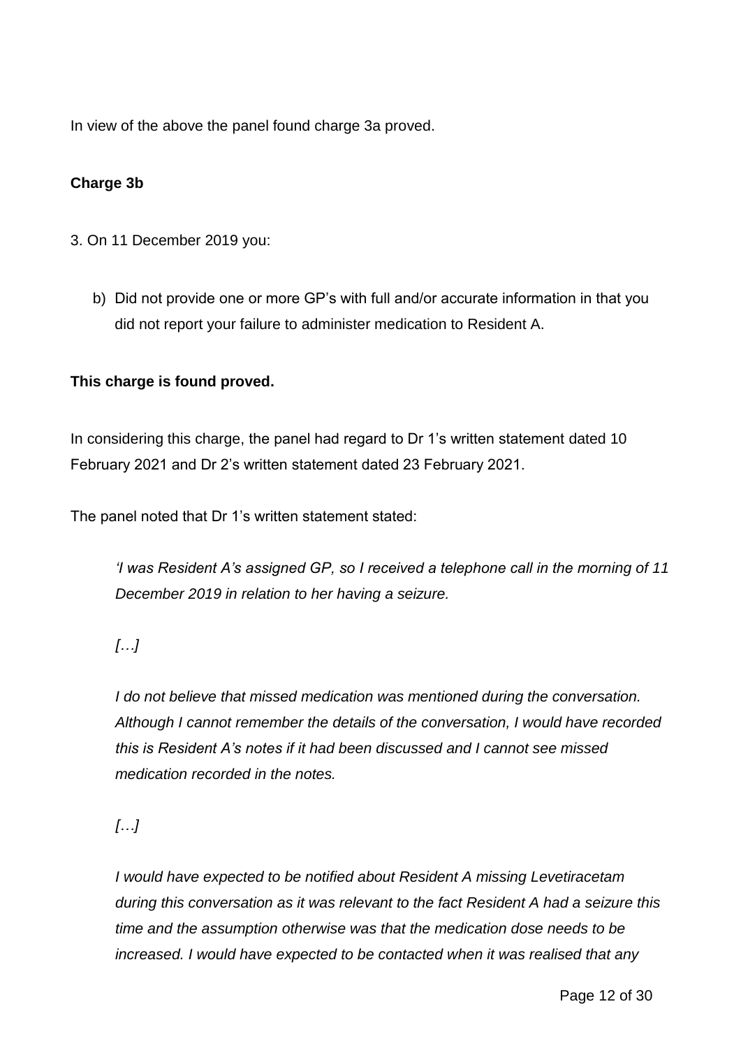In view of the above the panel found charge 3a proved.

**Charge 3b**

3. On 11 December 2019 you:

   b) Did not provide one or more GP's with full and/or accurate information in that you did not report your failure to administer medication to Resident A.

**This charge is found proved.**

In considering this charge, the panel had regard to Dr 1's written statement dated 10 February 2021 and Dr 2's written statement dated 23 February 2021.

The panel noted that Dr 1's written statement stated:

> *'I was Resident A's assigned GP, so I received a telephone call in the morning of 11 December 2019 in relation to her having a seizure.*
>
> *[…]*
>
> *I do not believe that missed medication was mentioned during the conversation. Although I cannot remember the details of the conversation, I would have recorded this is Resident A's notes if it had been discussed and I cannot see missed medication recorded in the notes.*
>
> *[…]*
>
> *I would have expected to be notified about Resident A missing Levetiracetam during this conversation as it was relevant to the fact Resident A had a seizure this time and the assumption otherwise was that the medication dose needs to be increased. I would have expected to be contacted when it was realised that any*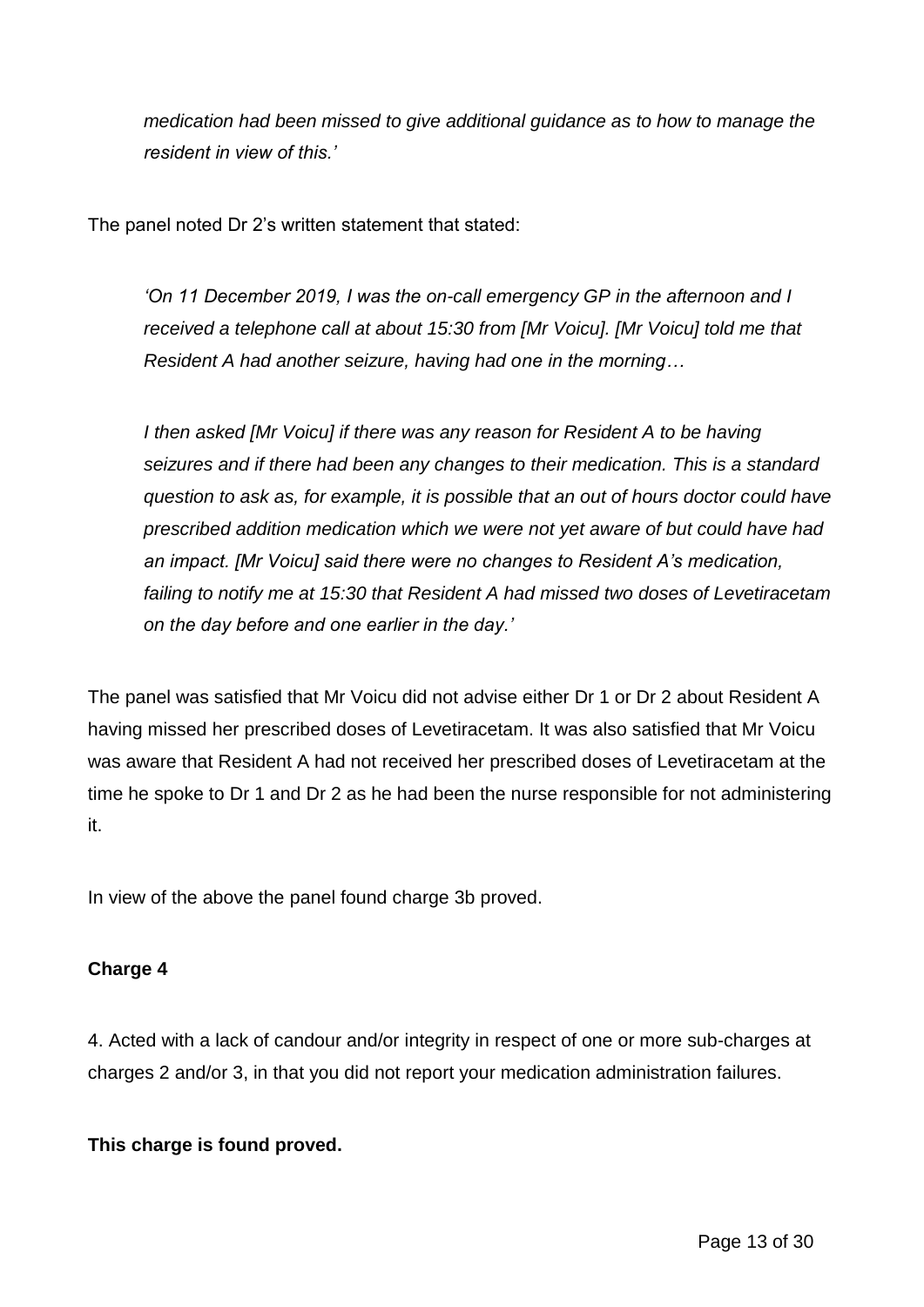*medication had been missed to give additional guidance as to how to manage the resident in view of this.'*

The panel noted Dr 2's written statement that stated:

*'On 11 December 2019, I was the on-call emergency GP in the afternoon and I received a telephone call at about 15:30 from [Mr Voicu]. [Mr Voicu] told me that Resident A had another seizure, having had one in the morning…*

*I then asked [Mr Voicu] if there was any reason for Resident A to be having seizures and if there had been any changes to their medication. This is a standard question to ask as, for example, it is possible that an out of hours doctor could have prescribed addition medication which we were not yet aware of but could have had an impact. [Mr Voicu] said there were no changes to Resident A's medication, failing to notify me at 15:30 that Resident A had missed two doses of Levetiracetam on the day before and one earlier in the day.'*

The panel was satisfied that Mr Voicu did not advise either Dr 1 or Dr 2 about Resident A having missed her prescribed doses of Levetiracetam. It was also satisfied that Mr Voicu was aware that Resident A had not received her prescribed doses of Levetiracetam at the time he spoke to Dr 1 and Dr 2 as he had been the nurse responsible for not administering it.

In view of the above the panel found charge 3b proved.

**Charge 4**

4. Acted with a lack of candour and/or integrity in respect of one or more sub-charges at charges 2 and/or 3, in that you did not report your medication administration failures.

**This charge is found proved.**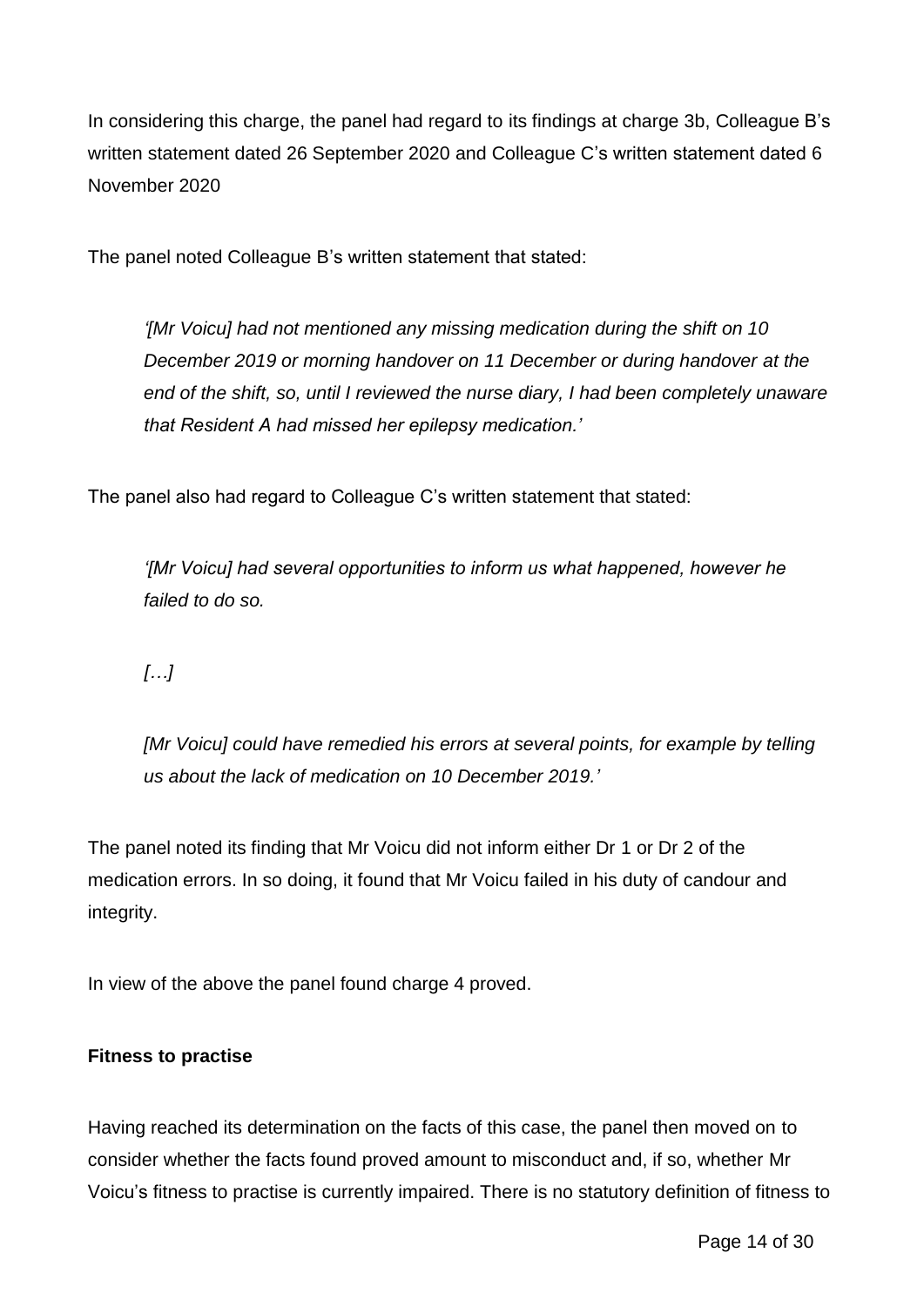In considering this charge, the panel had regard to its findings at charge 3b, Colleague B's written statement dated 26 September 2020 and Colleague C's written statement dated 6 November 2020

The panel noted Colleague B's written statement that stated:

> *'[Mr Voicu] had not mentioned any missing medication during the shift on 10 December 2019 or morning handover on 11 December or during handover at the end of the shift, so, until I reviewed the nurse diary, I had been completely unaware that Resident A had missed her epilepsy medication.'*

The panel also had regard to Colleague C's written statement that stated:

> *'[Mr Voicu] had several opportunities to inform us what happened, however he failed to do so.*
>
> *[…]*
>
> *[Mr Voicu] could have remedied his errors at several points, for example by telling us about the lack of medication on 10 December 2019.'*

The panel noted its finding that Mr Voicu did not inform either Dr 1 or Dr 2 of the medication errors. In so doing, it found that Mr Voicu failed in his duty of candour and integrity.

In view of the above the panel found charge 4 proved.

**Fitness to practise**

Having reached its determination on the facts of this case, the panel then moved on to consider whether the facts found proved amount to misconduct and, if so, whether Mr Voicu's fitness to practise is currently impaired. There is no statutory definition of fitness to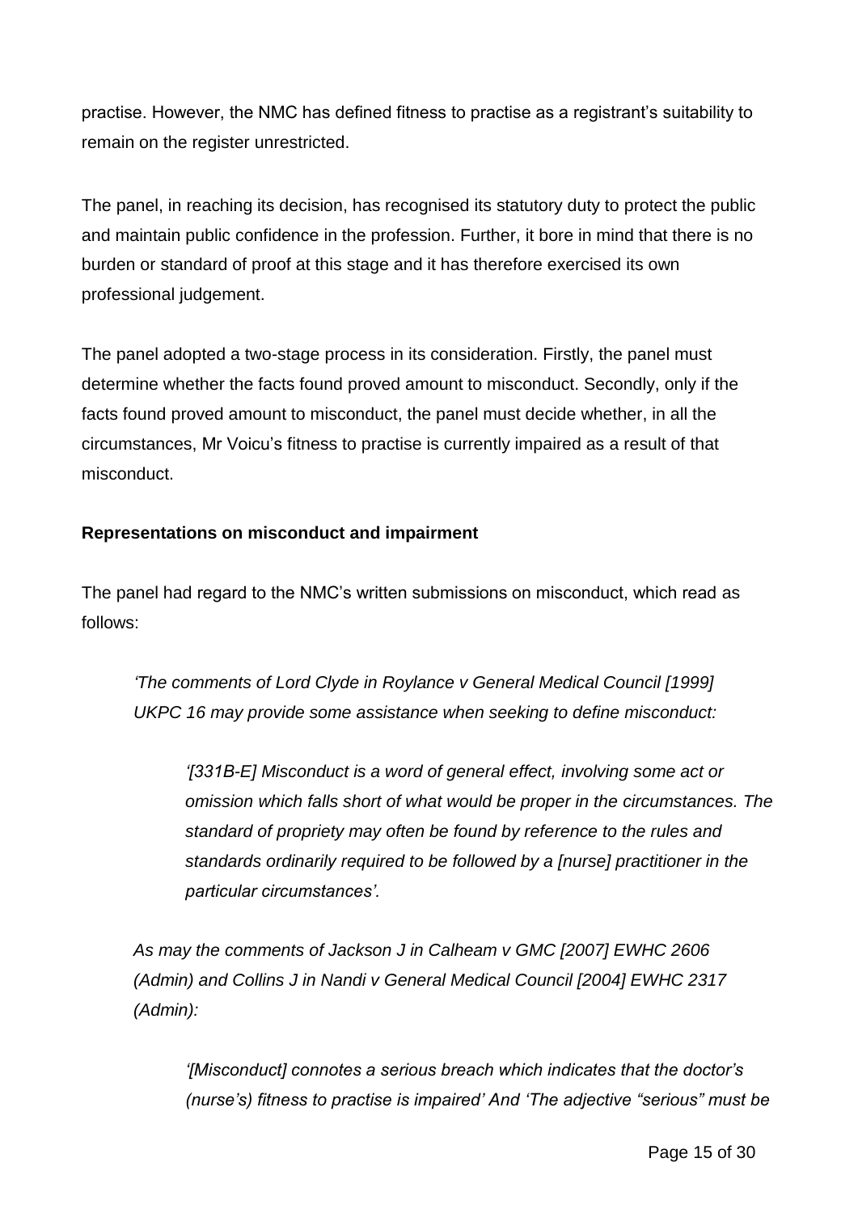practise. However, the NMC has defined fitness to practise as a registrant's suitability to remain on the register unrestricted.

The panel, in reaching its decision, has recognised its statutory duty to protect the public and maintain public confidence in the profession. Further, it bore in mind that there is no burden or standard of proof at this stage and it has therefore exercised its own professional judgement.

The panel adopted a two-stage process in its consideration. Firstly, the panel must determine whether the facts found proved amount to misconduct. Secondly, only if the facts found proved amount to misconduct, the panel must decide whether, in all the circumstances, Mr Voicu's fitness to practise is currently impaired as a result of that misconduct.

**Representations on misconduct and impairment**

The panel had regard to the NMC's written submissions on misconduct, which read as follows:

> *'The comments of Lord Clyde in Roylance v General Medical Council [1999] UKPC 16 may provide some assistance when seeking to define misconduct:*
>
> > *'[331B-E] Misconduct is a word of general effect, involving some act or omission which falls short of what would be proper in the circumstances. The standard of propriety may often be found by reference to the rules and standards ordinarily required to be followed by a [nurse] practitioner in the particular circumstances'.*
>
> *As may the comments of Jackson J in Calheam v GMC [2007] EWHC 2606 (Admin) and Collins J in Nandi v General Medical Council [2004] EWHC 2317 (Admin):*
>
> > *'[Misconduct] connotes a serious breach which indicates that the doctor's (nurse's) fitness to practise is impaired' And 'The adjective "serious" must be*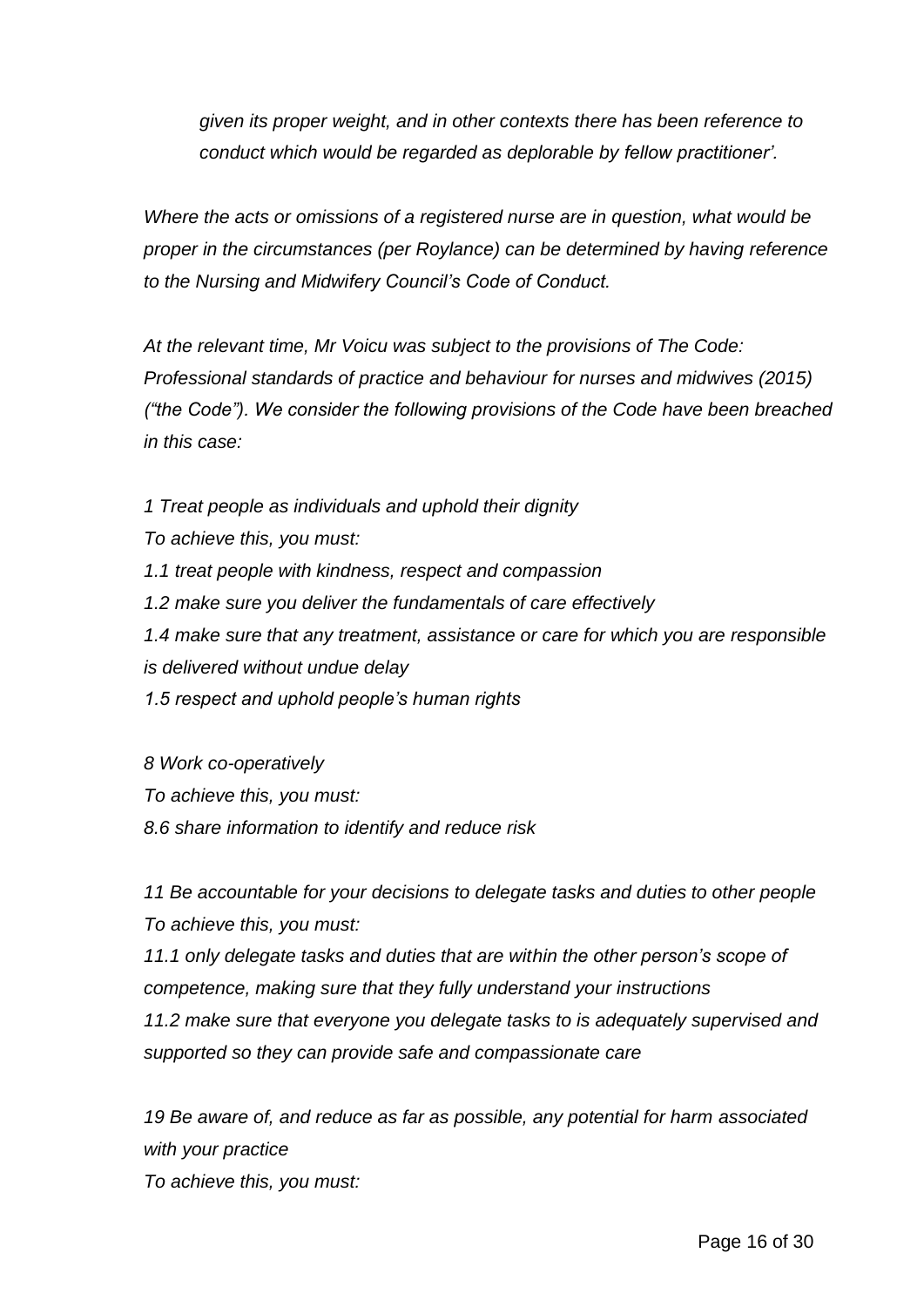*given its proper weight, and in other contexts there has been reference to conduct which would be regarded as deplorable by fellow practitioner'.*

*Where the acts or omissions of a registered nurse are in question, what would be proper in the circumstances (per Roylance) can be determined by having reference to the Nursing and Midwifery Council's Code of Conduct.*

*At the relevant time, Mr Voicu was subject to the provisions of The Code: Professional standards of practice and behaviour for nurses and midwives (2015) ("the Code"). We consider the following provisions of the Code have been breached in this case:*

*1 Treat people as individuals and uphold their dignity*
*To achieve this, you must:*
*1.1 treat people with kindness, respect and compassion*
*1.2 make sure you deliver the fundamentals of care effectively*
*1.4 make sure that any treatment, assistance or care for which you are responsible is delivered without undue delay*
*1.5 respect and uphold people's human rights*

*8 Work co-operatively*
*To achieve this, you must:*
*8.6 share information to identify and reduce risk*

*11 Be accountable for your decisions to delegate tasks and duties to other people*
*To achieve this, you must:*
*11.1 only delegate tasks and duties that are within the other person's scope of competence, making sure that they fully understand your instructions*
*11.2 make sure that everyone you delegate tasks to is adequately supervised and supported so they can provide safe and compassionate care*

*19 Be aware of, and reduce as far as possible, any potential for harm associated with your practice*
*To achieve this, you must:*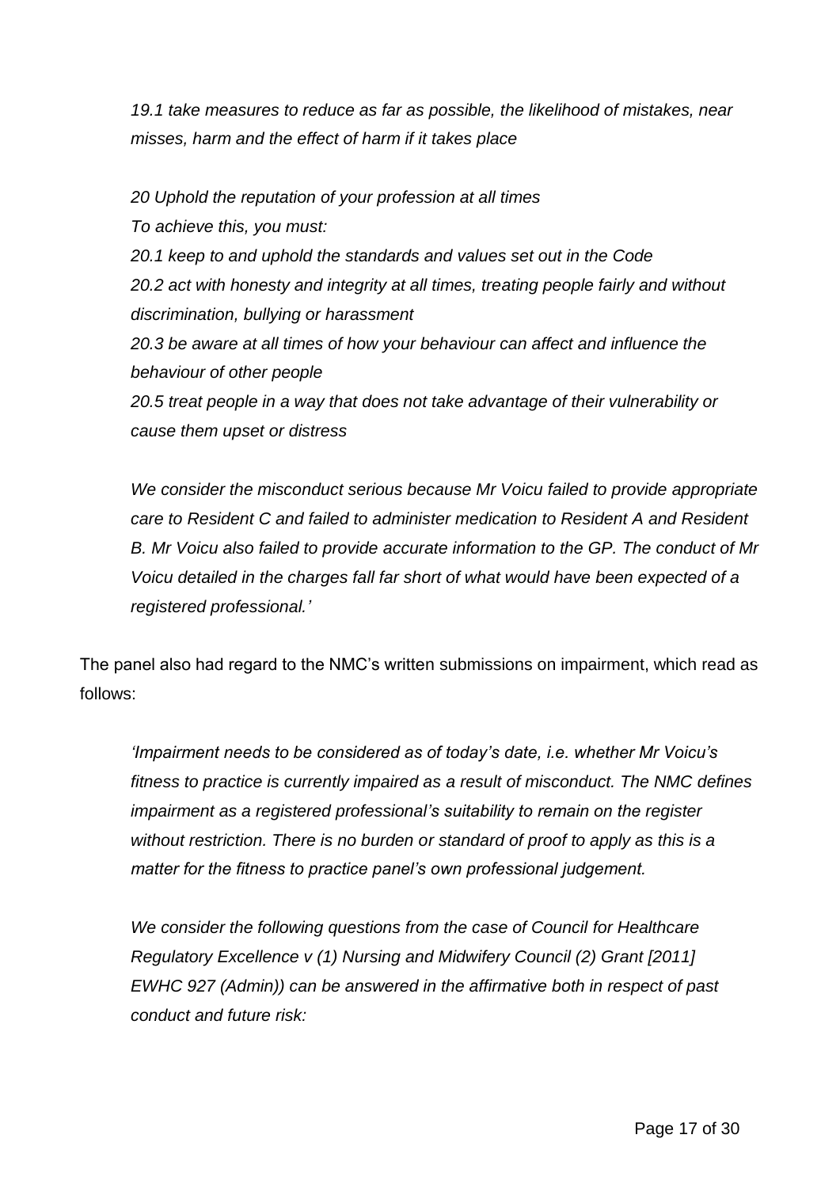*19.1 take measures to reduce as far as possible, the likelihood of mistakes, near misses, harm and the effect of harm if it takes place*

*20 Uphold the reputation of your profession at all times*
*To achieve this, you must:*
*20.1 keep to and uphold the standards and values set out in the Code*
*20.2 act with honesty and integrity at all times, treating people fairly and without discrimination, bullying or harassment*
*20.3 be aware at all times of how your behaviour can affect and influence the behaviour of other people*
*20.5 treat people in a way that does not take advantage of their vulnerability or cause them upset or distress*

*We consider the misconduct serious because Mr Voicu failed to provide appropriate care to Resident C and failed to administer medication to Resident A and Resident B. Mr Voicu also failed to provide accurate information to the GP. The conduct of Mr Voicu detailed in the charges fall far short of what would have been expected of a registered professional.'*

The panel also had regard to the NMC's written submissions on impairment, which read as follows:

*'Impairment needs to be considered as of today's date, i.e. whether Mr Voicu's fitness to practice is currently impaired as a result of misconduct. The NMC defines impairment as a registered professional's suitability to remain on the register without restriction. There is no burden or standard of proof to apply as this is a matter for the fitness to practice panel's own professional judgement.*

*We consider the following questions from the case of Council for Healthcare Regulatory Excellence v (1) Nursing and Midwifery Council (2) Grant [2011] EWHC 927 (Admin)) can be answered in the affirmative both in respect of past conduct and future risk:*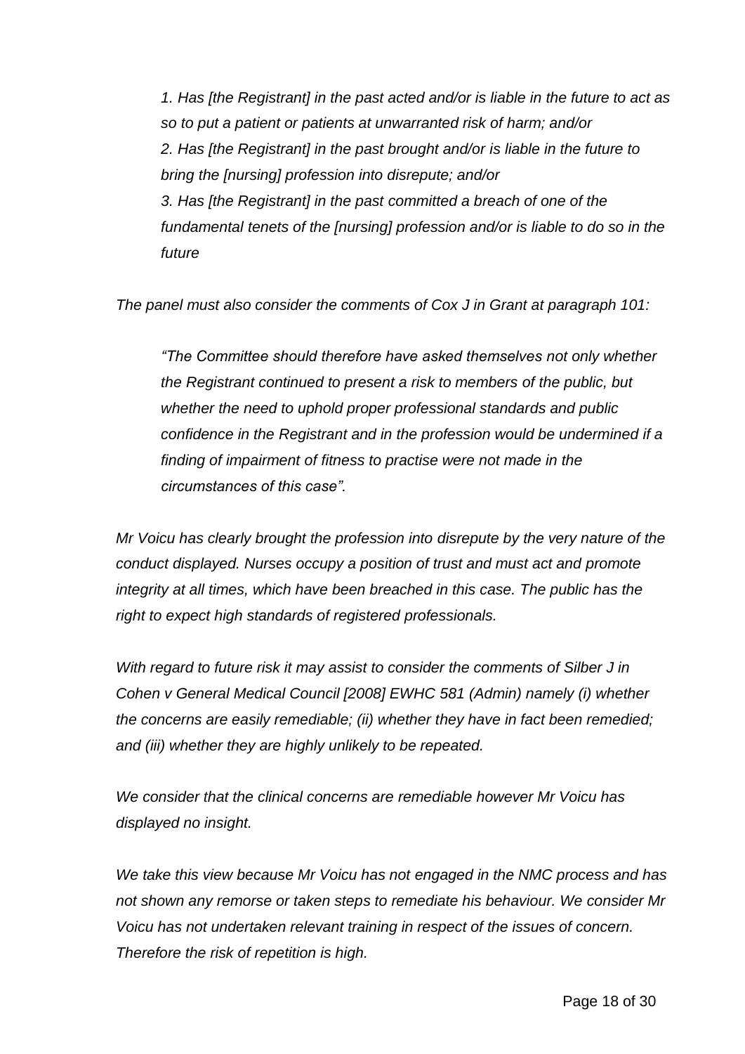> *1. Has [the Registrant] in the past acted and/or is liable in the future to act as so to put a patient or patients at unwarranted risk of harm; and/or*
> *2. Has [the Registrant] in the past brought and/or is liable in the future to bring the [nursing] profession into disrepute; and/or*
> *3. Has [the Registrant] in the past committed a breach of one of the fundamental tenets of the [nursing] profession and/or is liable to do so in the future*

*The panel must also consider the comments of Cox J in Grant at paragraph 101:*

> *"The Committee should therefore have asked themselves not only whether the Registrant continued to present a risk to members of the public, but whether the need to uphold proper professional standards and public confidence in the Registrant and in the profession would be undermined if a finding of impairment of fitness to practise were not made in the circumstances of this case".*

*Mr Voicu has clearly brought the profession into disrepute by the very nature of the conduct displayed. Nurses occupy a position of trust and must act and promote integrity at all times, which have been breached in this case. The public has the right to expect high standards of registered professionals.*

*With regard to future risk it may assist to consider the comments of Silber J in Cohen v General Medical Council [2008] EWHC 581 (Admin) namely (i) whether the concerns are easily remediable; (ii) whether they have in fact been remedied; and (iii) whether they are highly unlikely to be repeated.*

*We consider that the clinical concerns are remediable however Mr Voicu has displayed no insight.*

*We take this view because Mr Voicu has not engaged in the NMC process and has not shown any remorse or taken steps to remediate his behaviour. We consider Mr Voicu has not undertaken relevant training in respect of the issues of concern. Therefore the risk of repetition is high.*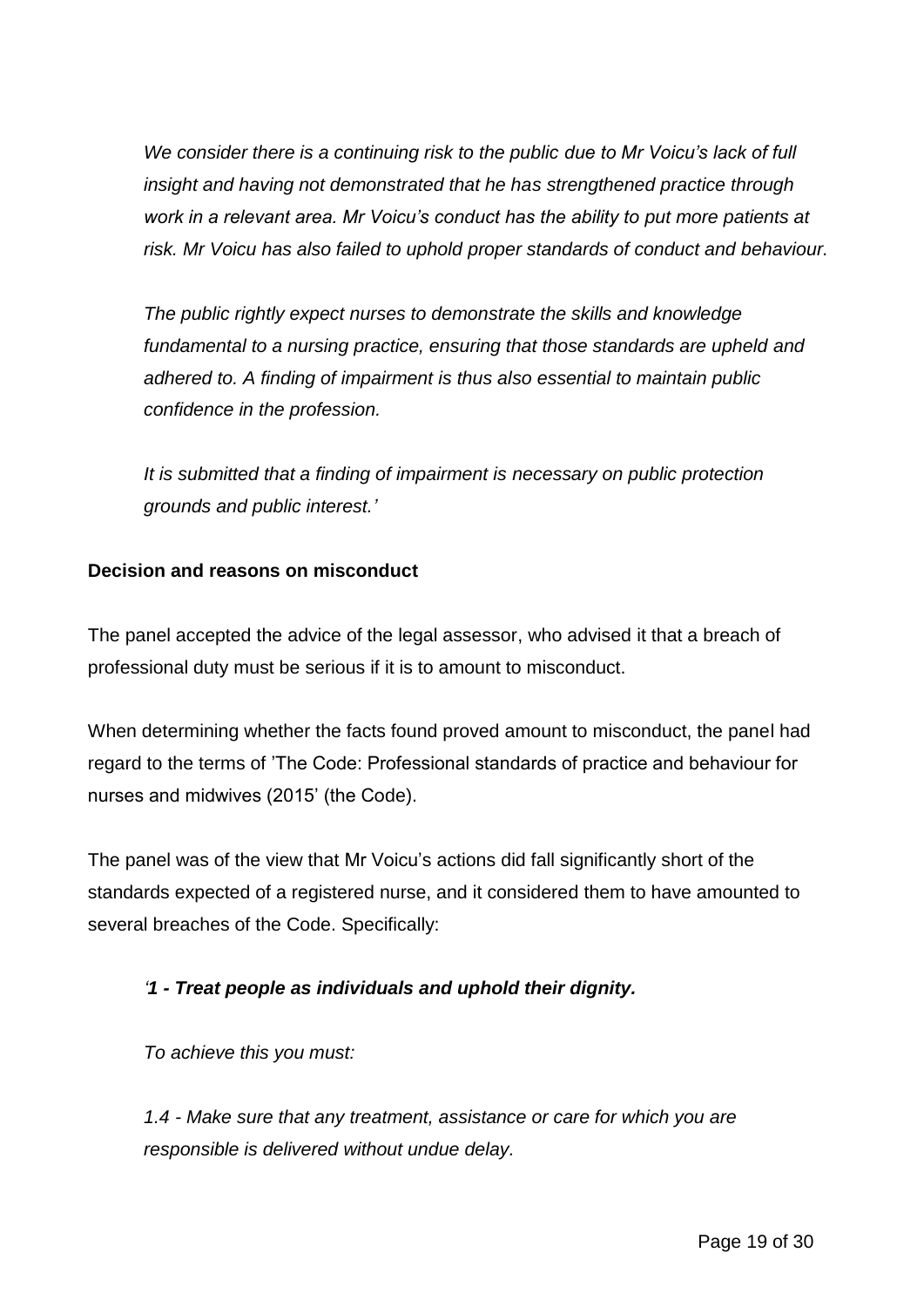*We consider there is a continuing risk to the public due to Mr Voicu's lack of full insight and having not demonstrated that he has strengthened practice through work in a relevant area. Mr Voicu's conduct has the ability to put more patients at risk. Mr Voicu has also failed to uphold proper standards of conduct and behaviour.*

*The public rightly expect nurses to demonstrate the skills and knowledge fundamental to a nursing practice, ensuring that those standards are upheld and adhered to. A finding of impairment is thus also essential to maintain public confidence in the profession.*

*It is submitted that a finding of impairment is necessary on public protection grounds and public interest.'*

**Decision and reasons on misconduct**

The panel accepted the advice of the legal assessor, who advised it that a breach of professional duty must be serious if it is to amount to misconduct.

When determining whether the facts found proved amount to misconduct, the panel had regard to the terms of 'The Code: Professional standards of practice and behaviour for nurses and midwives (2015' (the Code).

The panel was of the view that Mr Voicu's actions did fall significantly short of the standards expected of a registered nurse, and it considered them to have amounted to several breaches of the Code. Specifically:

*'**1 - Treat people as individuals and uphold their dignity.***

*To achieve this you must:*

*1.4 - Make sure that any treatment, assistance or care for which you are responsible is delivered without undue delay.*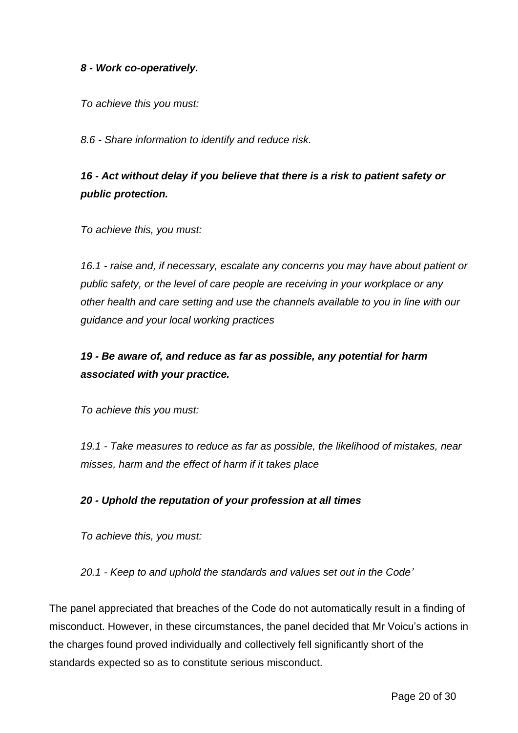***8 - Work co-operatively.***

*To achieve this you must:*

*8.6 - Share information to identify and reduce risk.*

***16 - Act without delay if you believe that there is a risk to patient safety or public protection.***

*To achieve this, you must:*

*16.1 - raise and, if necessary, escalate any concerns you may have about patient or public safety, or the level of care people are receiving in your workplace or any other health and care setting and use the channels available to you in line with our guidance and your local working practices*

***19 - Be aware of, and reduce as far as possible, any potential for harm associated with your practice.***

*To achieve this you must:*

*19.1 - Take measures to reduce as far as possible, the likelihood of mistakes, near misses, harm and the effect of harm if it takes place*

***20 - Uphold the reputation of your profession at all times***

*To achieve this, you must:*

*20.1 - Keep to and uphold the standards and values set out in the Code'*

The panel appreciated that breaches of the Code do not automatically result in a finding of misconduct. However, in these circumstances, the panel decided that Mr Voicu's actions in the charges found proved individually and collectively fell significantly short of the standards expected so as to constitute serious misconduct.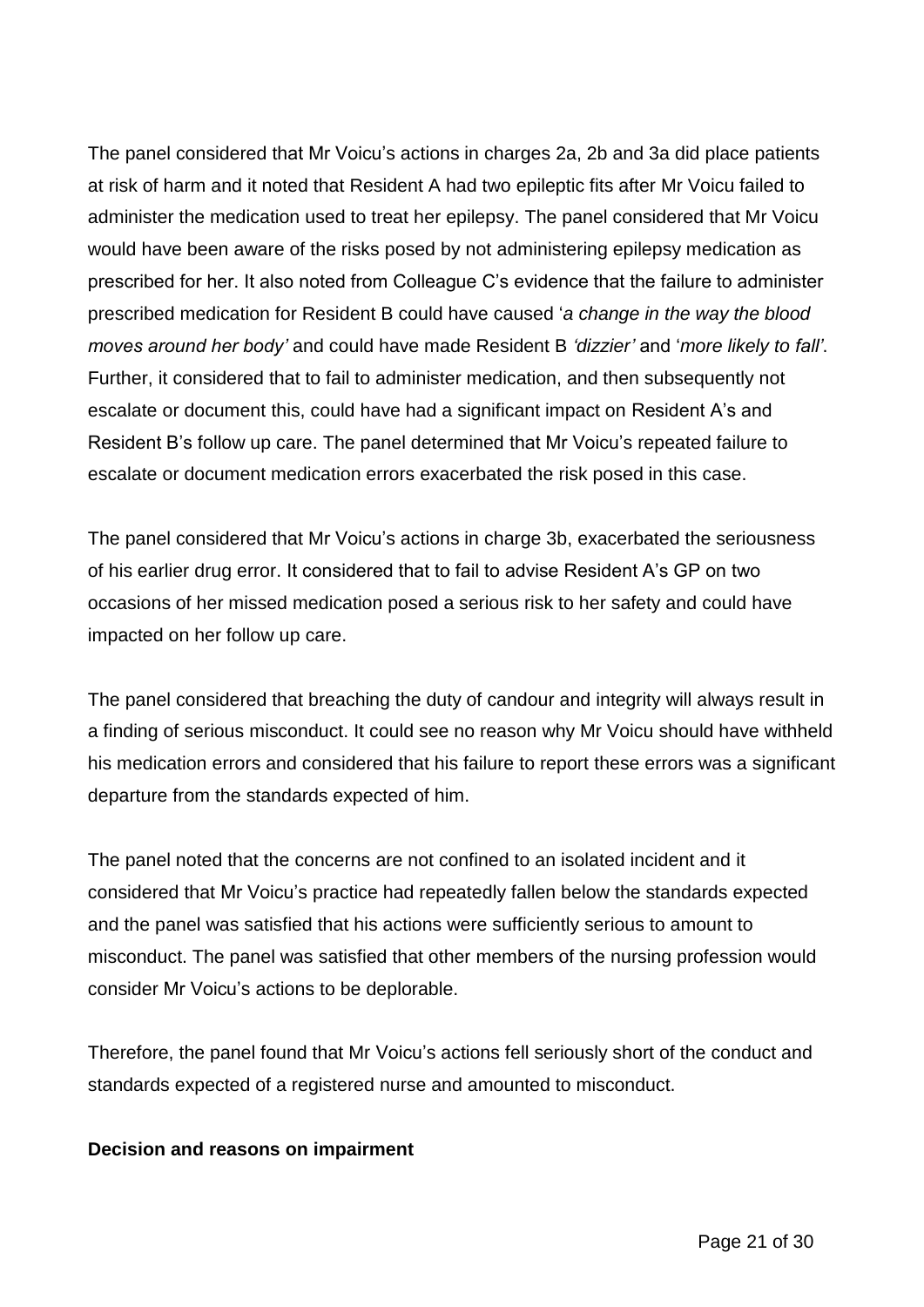The panel considered that Mr Voicu's actions in charges 2a, 2b and 3a did place patients at risk of harm and it noted that Resident A had two epileptic fits after Mr Voicu failed to administer the medication used to treat her epilepsy. The panel considered that Mr Voicu would have been aware of the risks posed by not administering epilepsy medication as prescribed for her. It also noted from Colleague C's evidence that the failure to administer prescribed medication for Resident B could have caused '*a change in the way the blood moves around her body'* and could have made Resident B *'dizzier'* and '*more likely to fall'*. Further, it considered that to fail to administer medication, and then subsequently not escalate or document this, could have had a significant impact on Resident A's and Resident B's follow up care. The panel determined that Mr Voicu's repeated failure to escalate or document medication errors exacerbated the risk posed in this case.

The panel considered that Mr Voicu's actions in charge 3b, exacerbated the seriousness of his earlier drug error. It considered that to fail to advise Resident A's GP on two occasions of her missed medication posed a serious risk to her safety and could have impacted on her follow up care.

The panel considered that breaching the duty of candour and integrity will always result in a finding of serious misconduct. It could see no reason why Mr Voicu should have withheld his medication errors and considered that his failure to report these errors was a significant departure from the standards expected of him.

The panel noted that the concerns are not confined to an isolated incident and it considered that Mr Voicu's practice had repeatedly fallen below the standards expected and the panel was satisfied that his actions were sufficiently serious to amount to misconduct. The panel was satisfied that other members of the nursing profession would consider Mr Voicu's actions to be deplorable.

Therefore, the panel found that Mr Voicu's actions fell seriously short of the conduct and standards expected of a registered nurse and amounted to misconduct.

**Decision and reasons on impairment**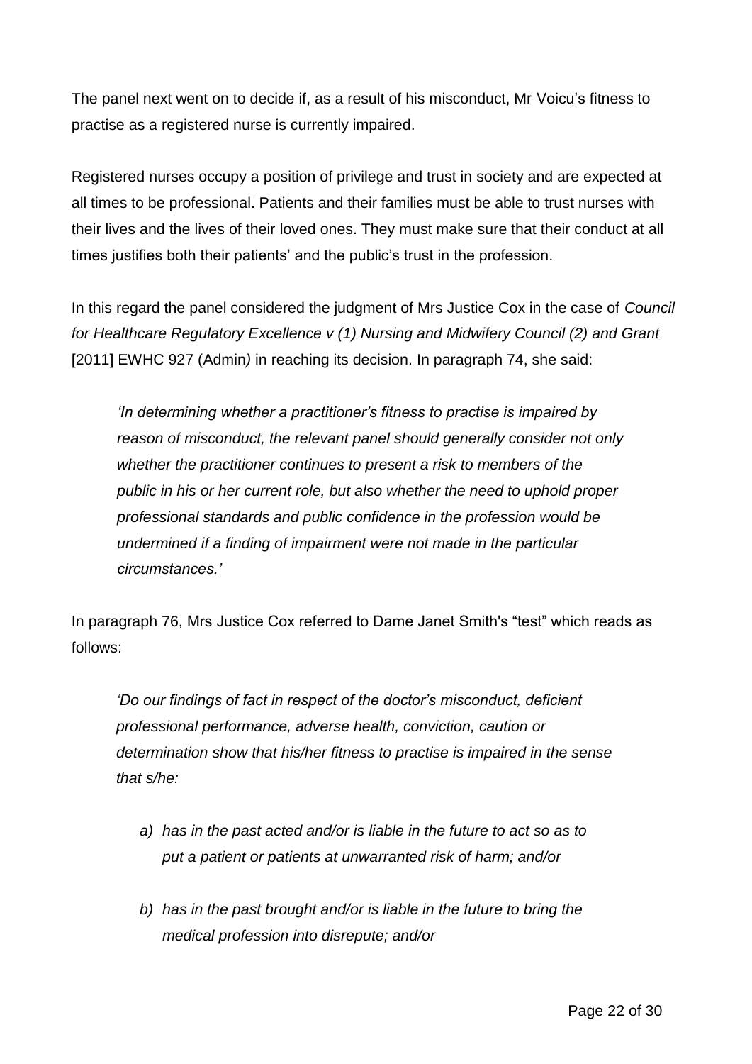The panel next went on to decide if, as a result of his misconduct, Mr Voicu's fitness to practise as a registered nurse is currently impaired.

Registered nurses occupy a position of privilege and trust in society and are expected at all times to be professional. Patients and their families must be able to trust nurses with their lives and the lives of their loved ones. They must make sure that their conduct at all times justifies both their patients' and the public's trust in the profession.

In this regard the panel considered the judgment of Mrs Justice Cox in the case of *Council for Healthcare Regulatory Excellence v (1) Nursing and Midwifery Council (2) and Grant* [2011] EWHC 927 (Admin*)* in reaching its decision. In paragraph 74, she said:

> *'In determining whether a practitioner's fitness to practise is impaired by reason of misconduct, the relevant panel should generally consider not only whether the practitioner continues to present a risk to members of the public in his or her current role, but also whether the need to uphold proper professional standards and public confidence in the profession would be undermined if a finding of impairment were not made in the particular circumstances.'*

In paragraph 76, Mrs Justice Cox referred to Dame Janet Smith's "test" which reads as follows:

> *'Do our findings of fact in respect of the doctor's misconduct, deficient professional performance, adverse health, conviction, caution or determination show that his/her fitness to practise is impaired in the sense that s/he:*
>
> *a) has in the past acted and/or is liable in the future to act so as to put a patient or patients at unwarranted risk of harm; and/or*
>
> *b) has in the past brought and/or is liable in the future to bring the medical profession into disrepute; and/or*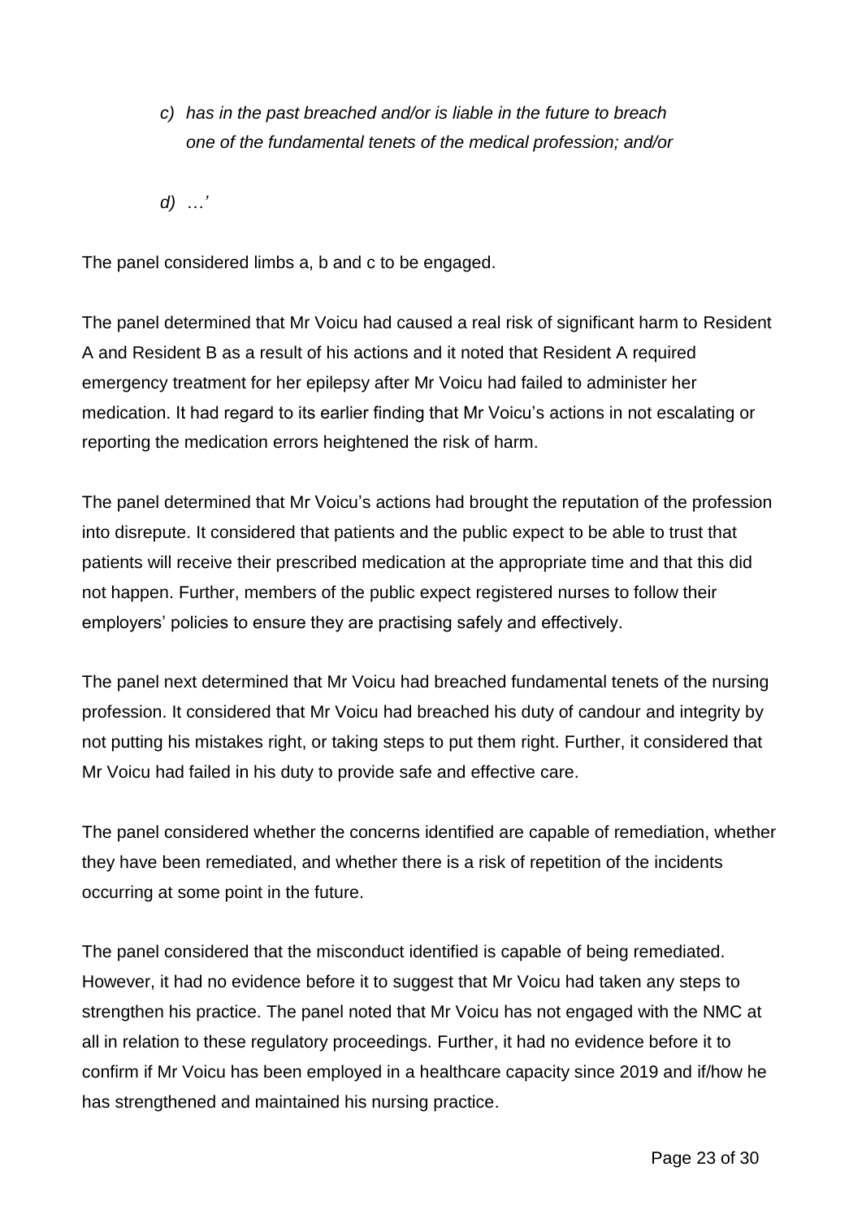> *c) has in the past breached and/or is liable in the future to breach one of the fundamental tenets of the medical profession; and/or*
>
> *d) …'*

The panel considered limbs a, b and c to be engaged.

The panel determined that Mr Voicu had caused a real risk of significant harm to Resident A and Resident B as a result of his actions and it noted that Resident A required emergency treatment for her epilepsy after Mr Voicu had failed to administer her medication. It had regard to its earlier finding that Mr Voicu's actions in not escalating or reporting the medication errors heightened the risk of harm.

The panel determined that Mr Voicu's actions had brought the reputation of the profession into disrepute. It considered that patients and the public expect to be able to trust that patients will receive their prescribed medication at the appropriate time and that this did not happen. Further, members of the public expect registered nurses to follow their employers' policies to ensure they are practising safely and effectively.

The panel next determined that Mr Voicu had breached fundamental tenets of the nursing profession. It considered that Mr Voicu had breached his duty of candour and integrity by not putting his mistakes right, or taking steps to put them right. Further, it considered that Mr Voicu had failed in his duty to provide safe and effective care.

The panel considered whether the concerns identified are capable of remediation, whether they have been remediated, and whether there is a risk of repetition of the incidents occurring at some point in the future.

The panel considered that the misconduct identified is capable of being remediated. However, it had no evidence before it to suggest that Mr Voicu had taken any steps to strengthen his practice. The panel noted that Mr Voicu has not engaged with the NMC at all in relation to these regulatory proceedings. Further, it had no evidence before it to confirm if Mr Voicu has been employed in a healthcare capacity since 2019 and if/how he has strengthened and maintained his nursing practice.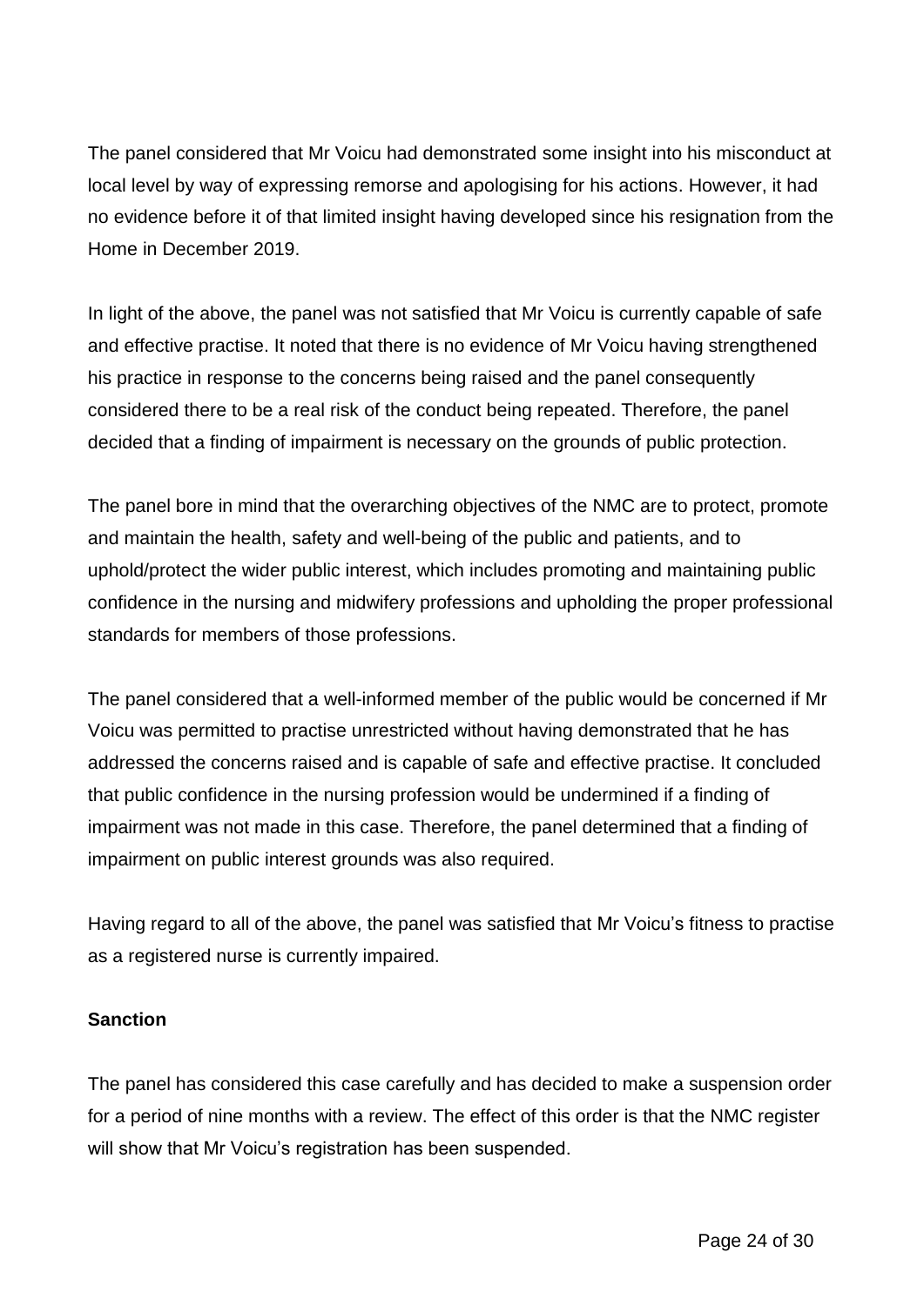The panel considered that Mr Voicu had demonstrated some insight into his misconduct at local level by way of expressing remorse and apologising for his actions. However, it had no evidence before it of that limited insight having developed since his resignation from the Home in December 2019.

In light of the above, the panel was not satisfied that Mr Voicu is currently capable of safe and effective practise. It noted that there is no evidence of Mr Voicu having strengthened his practice in response to the concerns being raised and the panel consequently considered there to be a real risk of the conduct being repeated. Therefore, the panel decided that a finding of impairment is necessary on the grounds of public protection.

The panel bore in mind that the overarching objectives of the NMC are to protect, promote and maintain the health, safety and well-being of the public and patients, and to uphold/protect the wider public interest, which includes promoting and maintaining public confidence in the nursing and midwifery professions and upholding the proper professional standards for members of those professions.

The panel considered that a well-informed member of the public would be concerned if Mr Voicu was permitted to practise unrestricted without having demonstrated that he has addressed the concerns raised and is capable of safe and effective practise. It concluded that public confidence in the nursing profession would be undermined if a finding of impairment was not made in this case. Therefore, the panel determined that a finding of impairment on public interest grounds was also required.

Having regard to all of the above, the panel was satisfied that Mr Voicu's fitness to practise as a registered nurse is currently impaired.

**Sanction**

The panel has considered this case carefully and has decided to make a suspension order for a period of nine months with a review. The effect of this order is that the NMC register will show that Mr Voicu's registration has been suspended.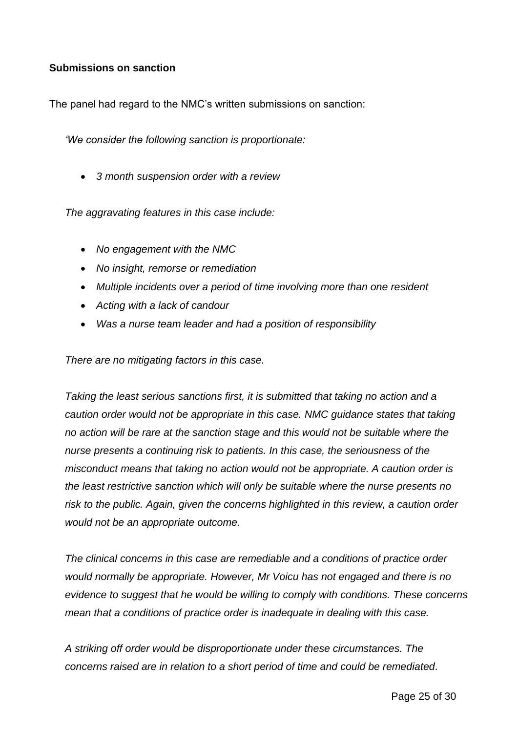**Submissions on sanction**

The panel had regard to the NMC's written submissions on sanction:

*'We consider the following sanction is proportionate:*

- *3 month suspension order with a review*

*The aggravating features in this case include:*

- *No engagement with the NMC*
- *No insight, remorse or remediation*
- *Multiple incidents over a period of time involving more than one resident*
- *Acting with a lack of candour*
- *Was a nurse team leader and had a position of responsibility*

*There are no mitigating factors in this case.*

*Taking the least serious sanctions first, it is submitted that taking no action and a caution order would not be appropriate in this case. NMC guidance states that taking no action will be rare at the sanction stage and this would not be suitable where the nurse presents a continuing risk to patients. In this case, the seriousness of the misconduct means that taking no action would not be appropriate. A caution order is the least restrictive sanction which will only be suitable where the nurse presents no risk to the public. Again, given the concerns highlighted in this review, a caution order would not be an appropriate outcome.*

*The clinical concerns in this case are remediable and a conditions of practice order would normally be appropriate. However, Mr Voicu has not engaged and there is no evidence to suggest that he would be willing to comply with conditions. These concerns mean that a conditions of practice order is inadequate in dealing with this case.*

*A striking off order would be disproportionate under these circumstances. The concerns raised are in relation to a short period of time and could be remediated.*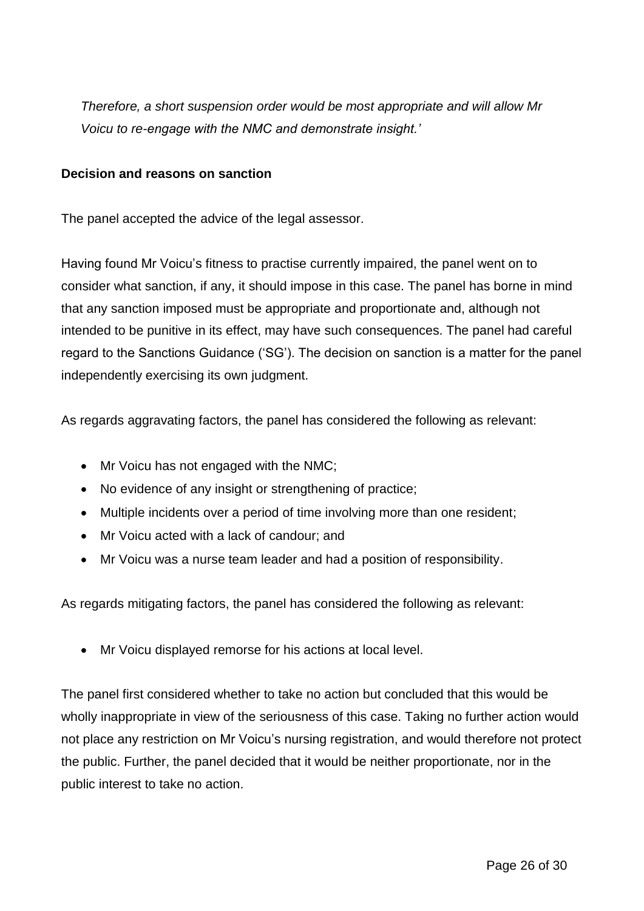*Therefore, a short suspension order would be most appropriate and will allow Mr Voicu to re-engage with the NMC and demonstrate insight.'*

**Decision and reasons on sanction**

The panel accepted the advice of the legal assessor.

Having found Mr Voicu's fitness to practise currently impaired, the panel went on to consider what sanction, if any, it should impose in this case. The panel has borne in mind that any sanction imposed must be appropriate and proportionate and, although not intended to be punitive in its effect, may have such consequences. The panel had careful regard to the Sanctions Guidance ('SG'). The decision on sanction is a matter for the panel independently exercising its own judgment.

As regards aggravating factors, the panel has considered the following as relevant:

- Mr Voicu has not engaged with the NMC;
- No evidence of any insight or strengthening of practice;
- Multiple incidents over a period of time involving more than one resident;
- Mr Voicu acted with a lack of candour; and
- Mr Voicu was a nurse team leader and had a position of responsibility.

As regards mitigating factors, the panel has considered the following as relevant:

- Mr Voicu displayed remorse for his actions at local level.

The panel first considered whether to take no action but concluded that this would be wholly inappropriate in view of the seriousness of this case. Taking no further action would not place any restriction on Mr Voicu's nursing registration, and would therefore not protect the public. Further, the panel decided that it would be neither proportionate, nor in the public interest to take no action.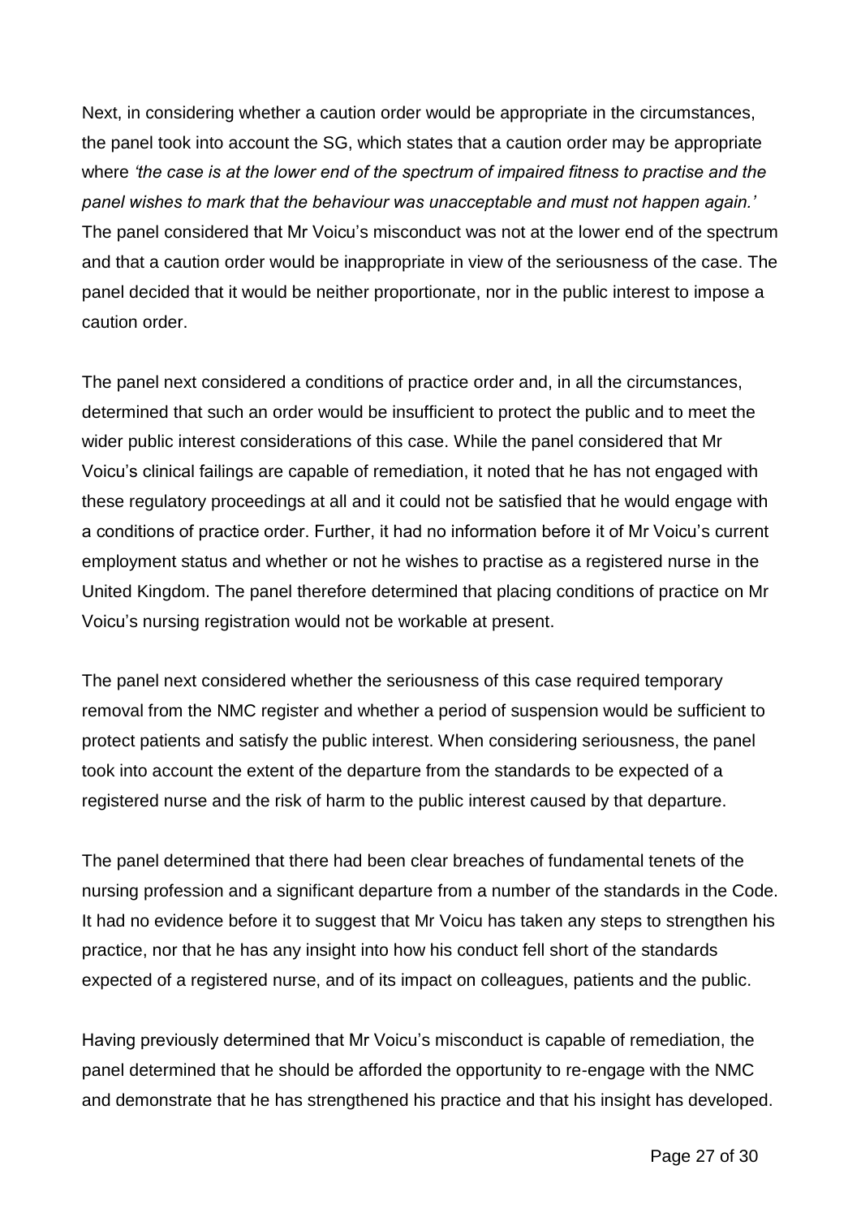Next, in considering whether a caution order would be appropriate in the circumstances, the panel took into account the SG, which states that a caution order may be appropriate where *'the case is at the lower end of the spectrum of impaired fitness to practise and the panel wishes to mark that the behaviour was unacceptable and must not happen again.'* The panel considered that Mr Voicu's misconduct was not at the lower end of the spectrum and that a caution order would be inappropriate in view of the seriousness of the case. The panel decided that it would be neither proportionate, nor in the public interest to impose a caution order.

The panel next considered a conditions of practice order and, in all the circumstances, determined that such an order would be insufficient to protect the public and to meet the wider public interest considerations of this case. While the panel considered that Mr Voicu's clinical failings are capable of remediation, it noted that he has not engaged with these regulatory proceedings at all and it could not be satisfied that he would engage with a conditions of practice order. Further, it had no information before it of Mr Voicu's current employment status and whether or not he wishes to practise as a registered nurse in the United Kingdom. The panel therefore determined that placing conditions of practice on Mr Voicu's nursing registration would not be workable at present.

The panel next considered whether the seriousness of this case required temporary removal from the NMC register and whether a period of suspension would be sufficient to protect patients and satisfy the public interest. When considering seriousness, the panel took into account the extent of the departure from the standards to be expected of a registered nurse and the risk of harm to the public interest caused by that departure.

The panel determined that there had been clear breaches of fundamental tenets of the nursing profession and a significant departure from a number of the standards in the Code. It had no evidence before it to suggest that Mr Voicu has taken any steps to strengthen his practice, nor that he has any insight into how his conduct fell short of the standards expected of a registered nurse, and of its impact on colleagues, patients and the public.

Having previously determined that Mr Voicu's misconduct is capable of remediation, the panel determined that he should be afforded the opportunity to re-engage with the NMC and demonstrate that he has strengthened his practice and that his insight has developed.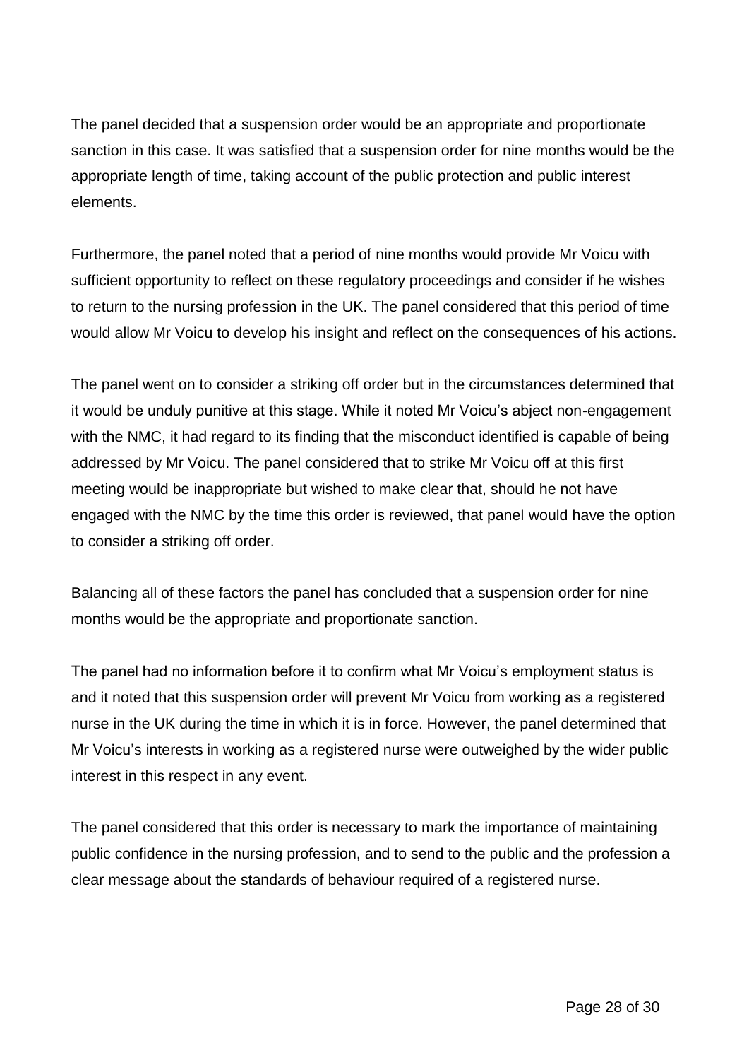The panel decided that a suspension order would be an appropriate and proportionate sanction in this case. It was satisfied that a suspension order for nine months would be the appropriate length of time, taking account of the public protection and public interest elements.

Furthermore, the panel noted that a period of nine months would provide Mr Voicu with sufficient opportunity to reflect on these regulatory proceedings and consider if he wishes to return to the nursing profession in the UK. The panel considered that this period of time would allow Mr Voicu to develop his insight and reflect on the consequences of his actions.

The panel went on to consider a striking off order but in the circumstances determined that it would be unduly punitive at this stage. While it noted Mr Voicu's abject non-engagement with the NMC, it had regard to its finding that the misconduct identified is capable of being addressed by Mr Voicu. The panel considered that to strike Mr Voicu off at this first meeting would be inappropriate but wished to make clear that, should he not have engaged with the NMC by the time this order is reviewed, that panel would have the option to consider a striking off order.

Balancing all of these factors the panel has concluded that a suspension order for nine months would be the appropriate and proportionate sanction.

The panel had no information before it to confirm what Mr Voicu's employment status is and it noted that this suspension order will prevent Mr Voicu from working as a registered nurse in the UK during the time in which it is in force. However, the panel determined that Mr Voicu's interests in working as a registered nurse were outweighed by the wider public interest in this respect in any event.

The panel considered that this order is necessary to mark the importance of maintaining public confidence in the nursing profession, and to send to the public and the profession a clear message about the standards of behaviour required of a registered nurse.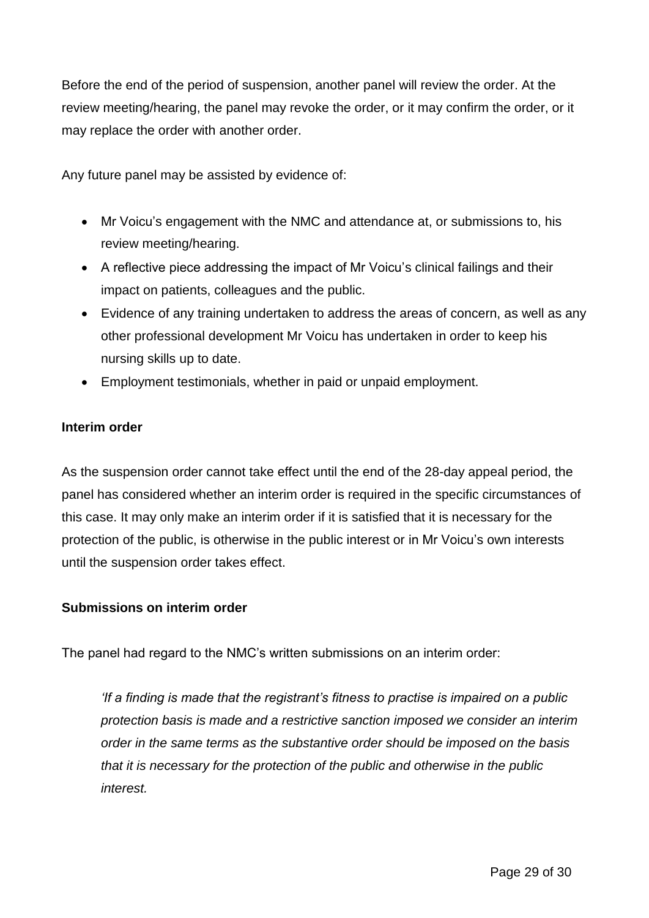Before the end of the period of suspension, another panel will review the order. At the review meeting/hearing, the panel may revoke the order, or it may confirm the order, or it may replace the order with another order.

Any future panel may be assisted by evidence of:

- Mr Voicu's engagement with the NMC and attendance at, or submissions to, his review meeting/hearing.
- A reflective piece addressing the impact of Mr Voicu's clinical failings and their impact on patients, colleagues and the public.
- Evidence of any training undertaken to address the areas of concern, as well as any other professional development Mr Voicu has undertaken in order to keep his nursing skills up to date.
- Employment testimonials, whether in paid or unpaid employment.

**Interim order**

As the suspension order cannot take effect until the end of the 28-day appeal period, the panel has considered whether an interim order is required in the specific circumstances of this case. It may only make an interim order if it is satisfied that it is necessary for the protection of the public, is otherwise in the public interest or in Mr Voicu's own interests until the suspension order takes effect.

**Submissions on interim order**

The panel had regard to the NMC's written submissions on an interim order:

> *'If a finding is made that the registrant's fitness to practise is impaired on a public protection basis is made and a restrictive sanction imposed we consider an interim order in the same terms as the substantive order should be imposed on the basis that it is necessary for the protection of the public and otherwise in the public interest.*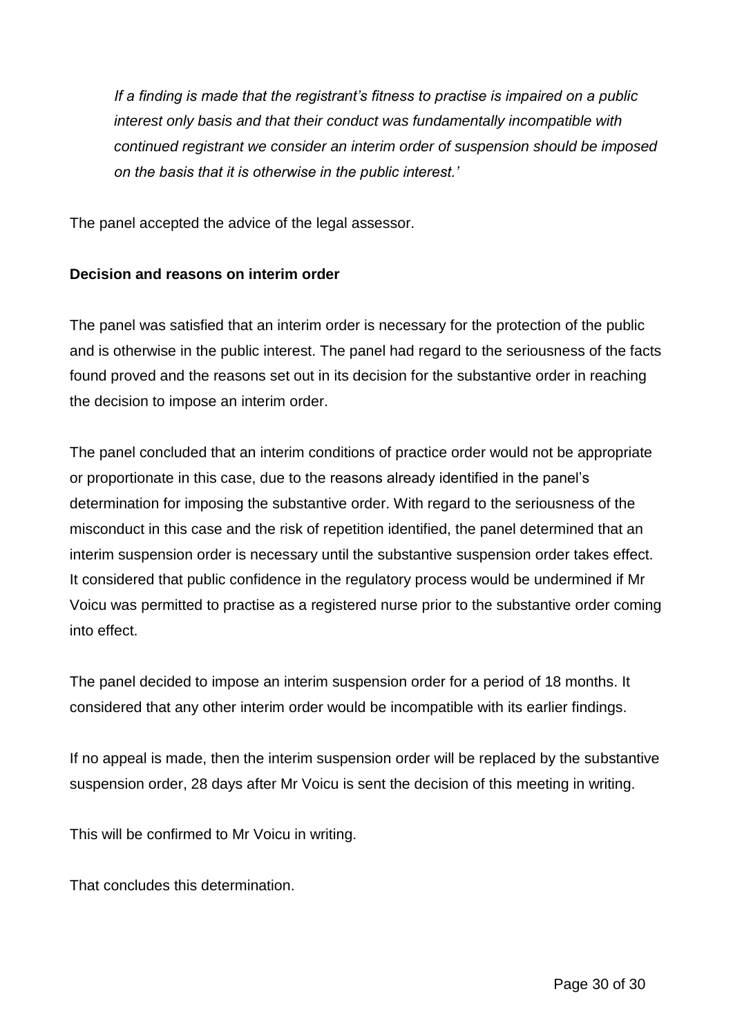*If a finding is made that the registrant's fitness to practise is impaired on a public interest only basis and that their conduct was fundamentally incompatible with continued registrant we consider an interim order of suspension should be imposed on the basis that it is otherwise in the public interest.'*

The panel accepted the advice of the legal assessor.

**Decision and reasons on interim order**

The panel was satisfied that an interim order is necessary for the protection of the public and is otherwise in the public interest. The panel had regard to the seriousness of the facts found proved and the reasons set out in its decision for the substantive order in reaching the decision to impose an interim order.

The panel concluded that an interim conditions of practice order would not be appropriate or proportionate in this case, due to the reasons already identified in the panel's determination for imposing the substantive order. With regard to the seriousness of the misconduct in this case and the risk of repetition identified, the panel determined that an interim suspension order is necessary until the substantive suspension order takes effect. It considered that public confidence in the regulatory process would be undermined if Mr Voicu was permitted to practise as a registered nurse prior to the substantive order coming into effect.

The panel decided to impose an interim suspension order for a period of 18 months. It considered that any other interim order would be incompatible with its earlier findings.

If no appeal is made, then the interim suspension order will be replaced by the substantive suspension order, 28 days after Mr Voicu is sent the decision of this meeting in writing.

This will be confirmed to Mr Voicu in writing.

That concludes this determination.